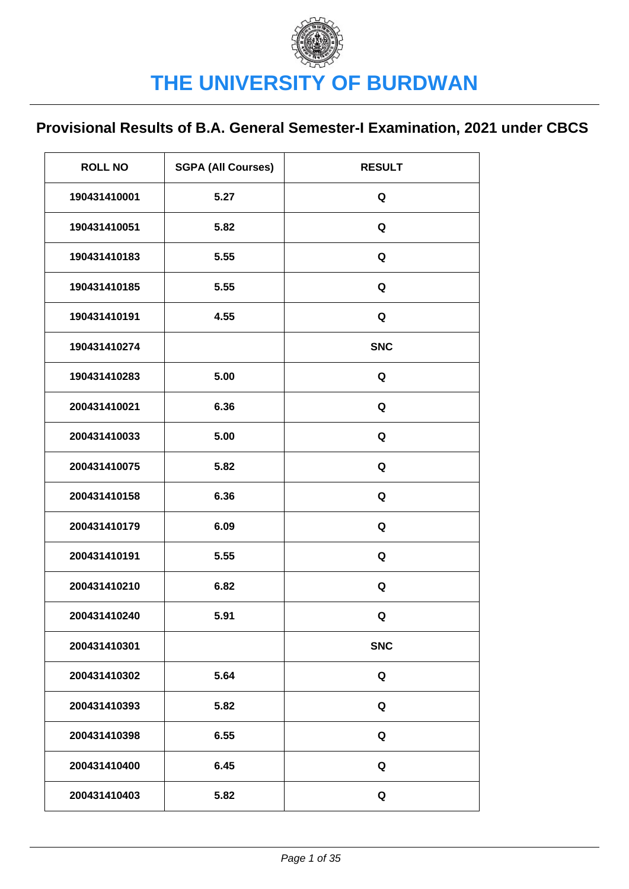# THE UNIVERSITY OF BURDWAN

## Provisional Results of B.A. General Semester-I Examination, 2021 under CBCS

| ROLL NO | SGPA (All Courses) | RESULT |
|---|---|---|
| 190431410001 | 5.27 | Q |
| 190431410051 | 5.82 | Q |
| 190431410183 | 5.55 | Q |
| 190431410185 | 5.55 | Q |
| 190431410191 | 4.55 | Q |
| 190431410274 | | SNC |
| 190431410283 | 5.00 | Q |
| 200431410021 | 6.36 | Q |
| 200431410033 | 5.00 | Q |
| 200431410075 | 5.82 | Q |
| 200431410158 | 6.36 | Q |
| 200431410179 | 6.09 | Q |
| 200431410191 | 5.55 | Q |
| 200431410210 | 6.82 | Q |
| 200431410240 | 5.91 | Q |
| 200431410301 | | SNC |
| 200431410302 | 5.64 | Q |
| 200431410393 | 5.82 | Q |
| 200431410398 | 6.55 | Q |
| 200431410400 | 6.45 | Q |
| 200431410403 | 5.82 | Q |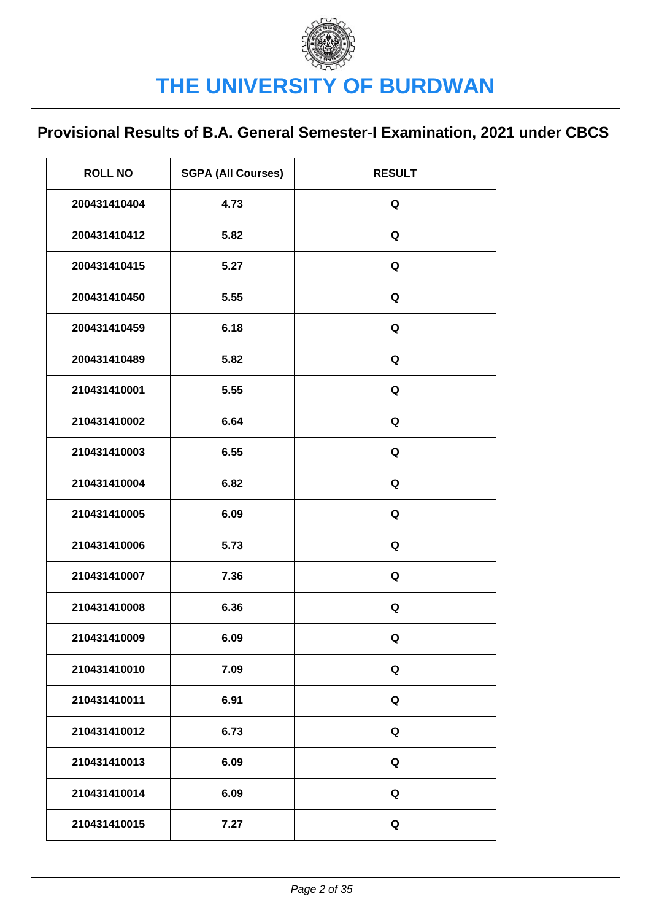# THE UNIVERSITY OF BURDWAN

## Provisional Results of B.A. General Semester-I Examination, 2021 under CBCS

| ROLL NO | SGPA (All Courses) | RESULT |
|---|---|---|
| 200431410404 | 4.73 | Q |
| 200431410412 | 5.82 | Q |
| 200431410415 | 5.27 | Q |
| 200431410450 | 5.55 | Q |
| 200431410459 | 6.18 | Q |
| 200431410489 | 5.82 | Q |
| 210431410001 | 5.55 | Q |
| 210431410002 | 6.64 | Q |
| 210431410003 | 6.55 | Q |
| 210431410004 | 6.82 | Q |
| 210431410005 | 6.09 | Q |
| 210431410006 | 5.73 | Q |
| 210431410007 | 7.36 | Q |
| 210431410008 | 6.36 | Q |
| 210431410009 | 6.09 | Q |
| 210431410010 | 7.09 | Q |
| 210431410011 | 6.91 | Q |
| 210431410012 | 6.73 | Q |
| 210431410013 | 6.09 | Q |
| 210431410014 | 6.09 | Q |
| 210431410015 | 7.27 | Q |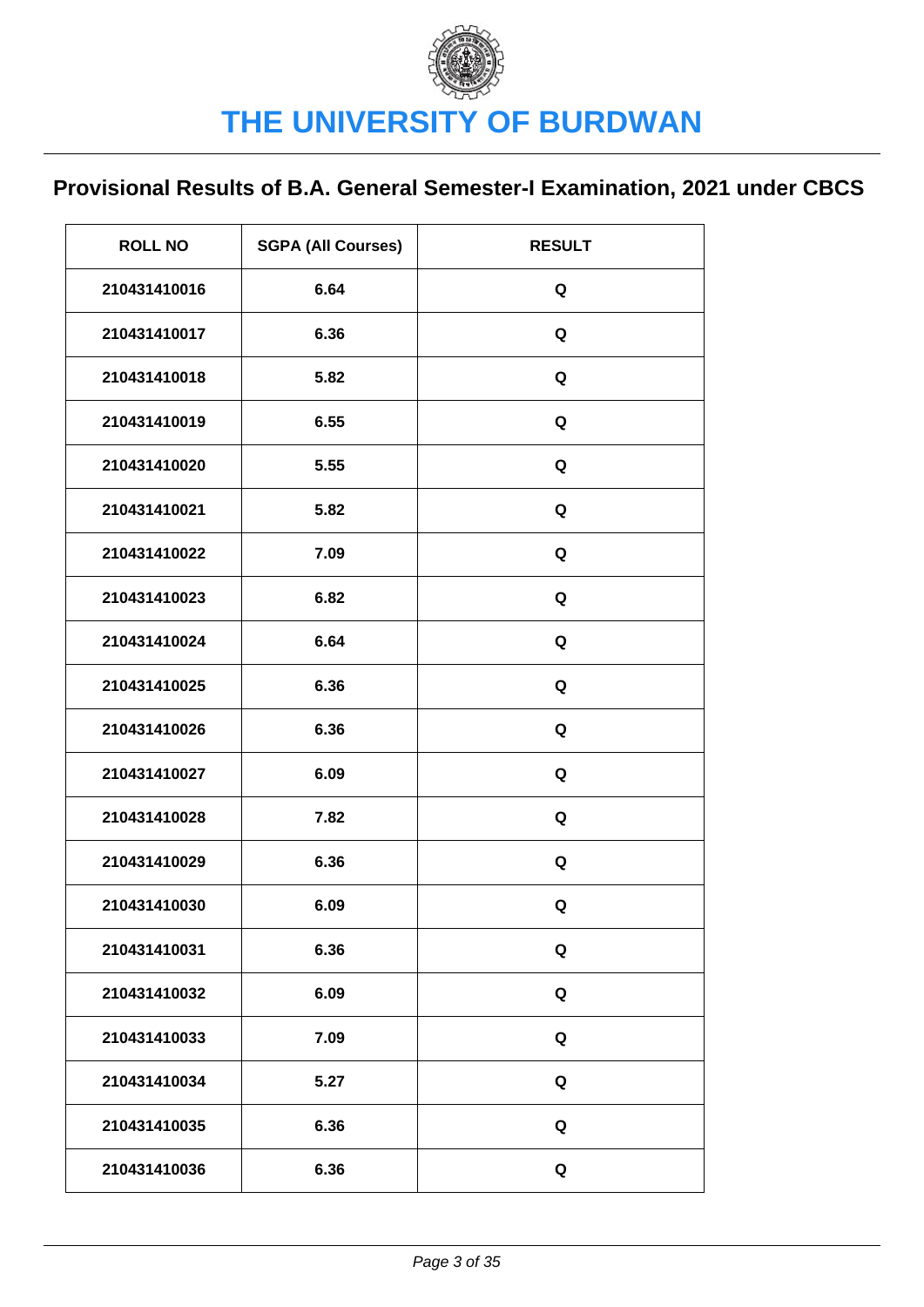# THE UNIVERSITY OF BURDWAN

## Provisional Results of B.A. General Semester-I Examination, 2021 under CBCS

| ROLL NO | SGPA (All Courses) | RESULT |
|---|---|---|
| 210431410016 | 6.64 | Q |
| 210431410017 | 6.36 | Q |
| 210431410018 | 5.82 | Q |
| 210431410019 | 6.55 | Q |
| 210431410020 | 5.55 | Q |
| 210431410021 | 5.82 | Q |
| 210431410022 | 7.09 | Q |
| 210431410023 | 6.82 | Q |
| 210431410024 | 6.64 | Q |
| 210431410025 | 6.36 | Q |
| 210431410026 | 6.36 | Q |
| 210431410027 | 6.09 | Q |
| 210431410028 | 7.82 | Q |
| 210431410029 | 6.36 | Q |
| 210431410030 | 6.09 | Q |
| 210431410031 | 6.36 | Q |
| 210431410032 | 6.09 | Q |
| 210431410033 | 7.09 | Q |
| 210431410034 | 5.27 | Q |
| 210431410035 | 6.36 | Q |
| 210431410036 | 6.36 | Q |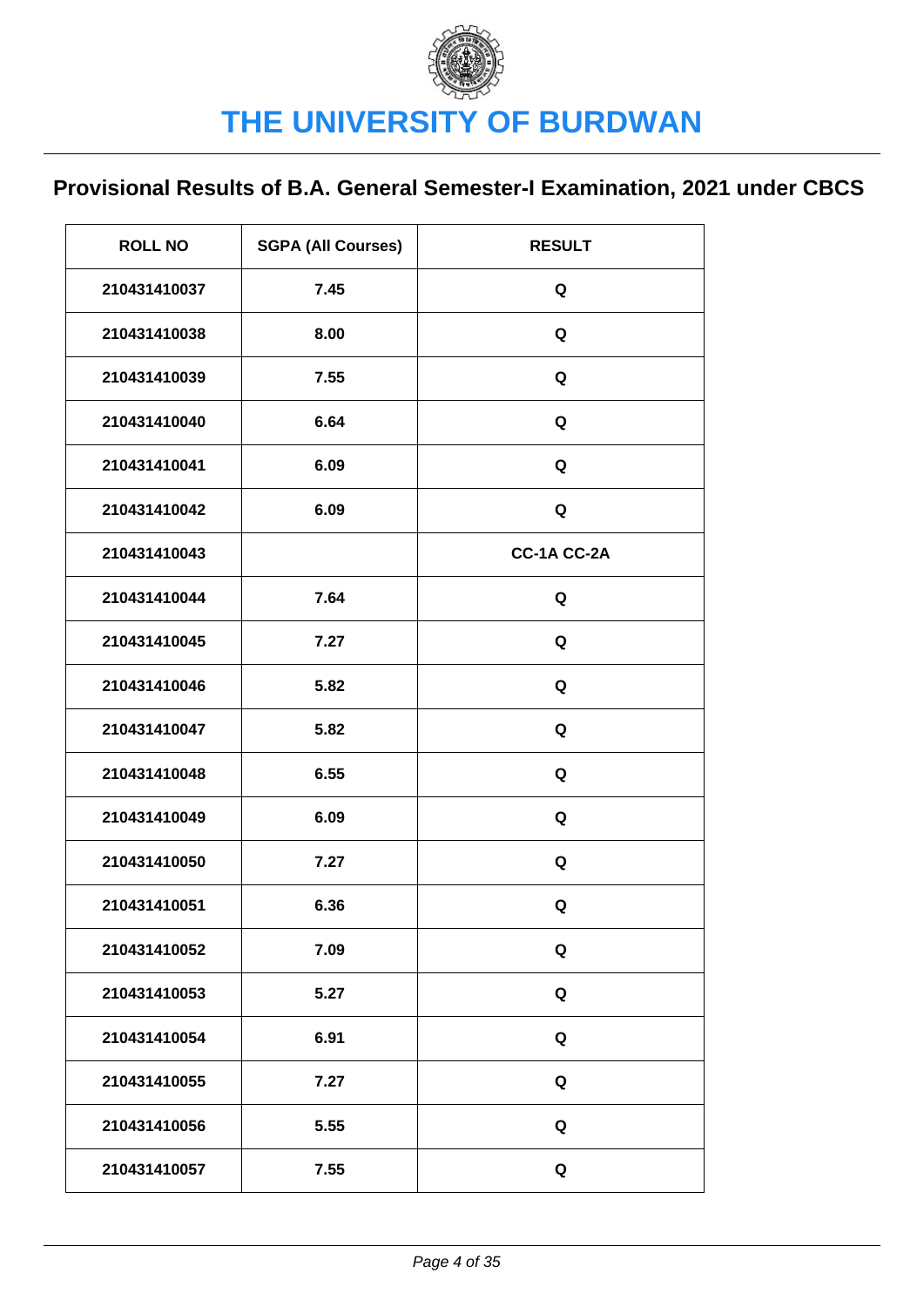# THE UNIVERSITY OF BURDWAN

## Provisional Results of B.A. General Semester-I Examination, 2021 under CBCS

| ROLL NO | SGPA (All Courses) | RESULT |
|---|---|---|
| 210431410037 | 7.45 | Q |
| 210431410038 | 8.00 | Q |
| 210431410039 | 7.55 | Q |
| 210431410040 | 6.64 | Q |
| 210431410041 | 6.09 | Q |
| 210431410042 | 6.09 | Q |
| 210431410043 | | CC-1A CC-2A |
| 210431410044 | 7.64 | Q |
| 210431410045 | 7.27 | Q |
| 210431410046 | 5.82 | Q |
| 210431410047 | 5.82 | Q |
| 210431410048 | 6.55 | Q |
| 210431410049 | 6.09 | Q |
| 210431410050 | 7.27 | Q |
| 210431410051 | 6.36 | Q |
| 210431410052 | 7.09 | Q |
| 210431410053 | 5.27 | Q |
| 210431410054 | 6.91 | Q |
| 210431410055 | 7.27 | Q |
| 210431410056 | 5.55 | Q |
| 210431410057 | 7.55 | Q |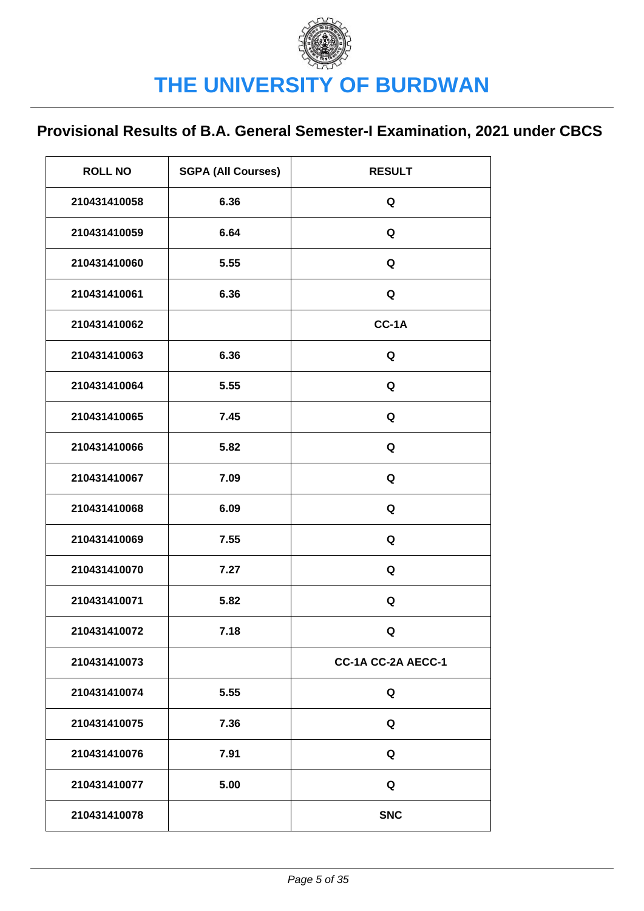# THE UNIVERSITY OF BURDWAN

## Provisional Results of B.A. General Semester-I Examination, 2021 under CBCS

| ROLL NO | SGPA (All Courses) | RESULT |
|---|---|---|
| 210431410058 | 6.36 | Q |
| 210431410059 | 6.64 | Q |
| 210431410060 | 5.55 | Q |
| 210431410061 | 6.36 | Q |
| 210431410062 | | CC-1A |
| 210431410063 | 6.36 | Q |
| 210431410064 | 5.55 | Q |
| 210431410065 | 7.45 | Q |
| 210431410066 | 5.82 | Q |
| 210431410067 | 7.09 | Q |
| 210431410068 | 6.09 | Q |
| 210431410069 | 7.55 | Q |
| 210431410070 | 7.27 | Q |
| 210431410071 | 5.82 | Q |
| 210431410072 | 7.18 | Q |
| 210431410073 | | CC-1A CC-2A AECC-1 |
| 210431410074 | 5.55 | Q |
| 210431410075 | 7.36 | Q |
| 210431410076 | 7.91 | Q |
| 210431410077 | 5.00 | Q |
| 210431410078 | | SNC |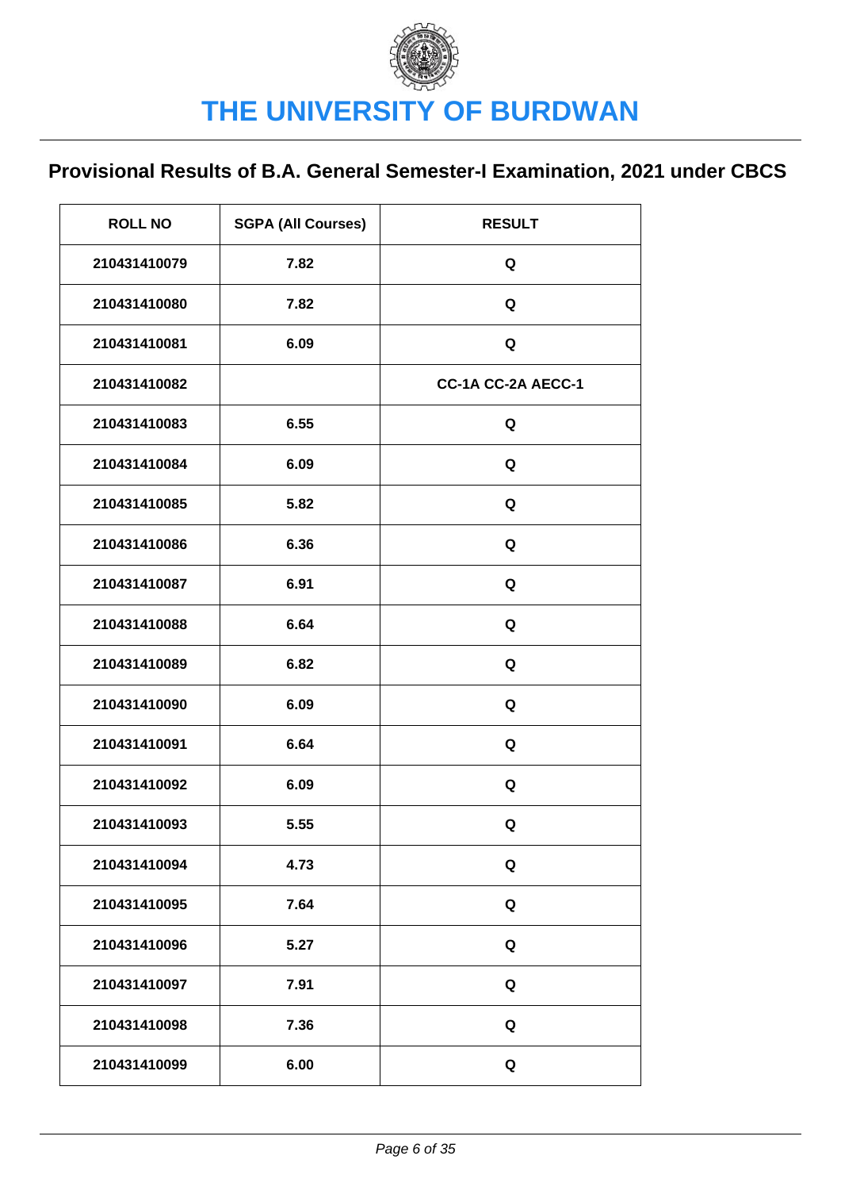# THE UNIVERSITY OF BURDWAN

## Provisional Results of B.A. General Semester-I Examination, 2021 under CBCS

| ROLL NO | SGPA (All Courses) | RESULT |
|---|---|---|
| 210431410079 | 7.82 | Q |
| 210431410080 | 7.82 | Q |
| 210431410081 | 6.09 | Q |
| 210431410082 | | CC-1A CC-2A AECC-1 |
| 210431410083 | 6.55 | Q |
| 210431410084 | 6.09 | Q |
| 210431410085 | 5.82 | Q |
| 210431410086 | 6.36 | Q |
| 210431410087 | 6.91 | Q |
| 210431410088 | 6.64 | Q |
| 210431410089 | 6.82 | Q |
| 210431410090 | 6.09 | Q |
| 210431410091 | 6.64 | Q |
| 210431410092 | 6.09 | Q |
| 210431410093 | 5.55 | Q |
| 210431410094 | 4.73 | Q |
| 210431410095 | 7.64 | Q |
| 210431410096 | 5.27 | Q |
| 210431410097 | 7.91 | Q |
| 210431410098 | 7.36 | Q |
| 210431410099 | 6.00 | Q |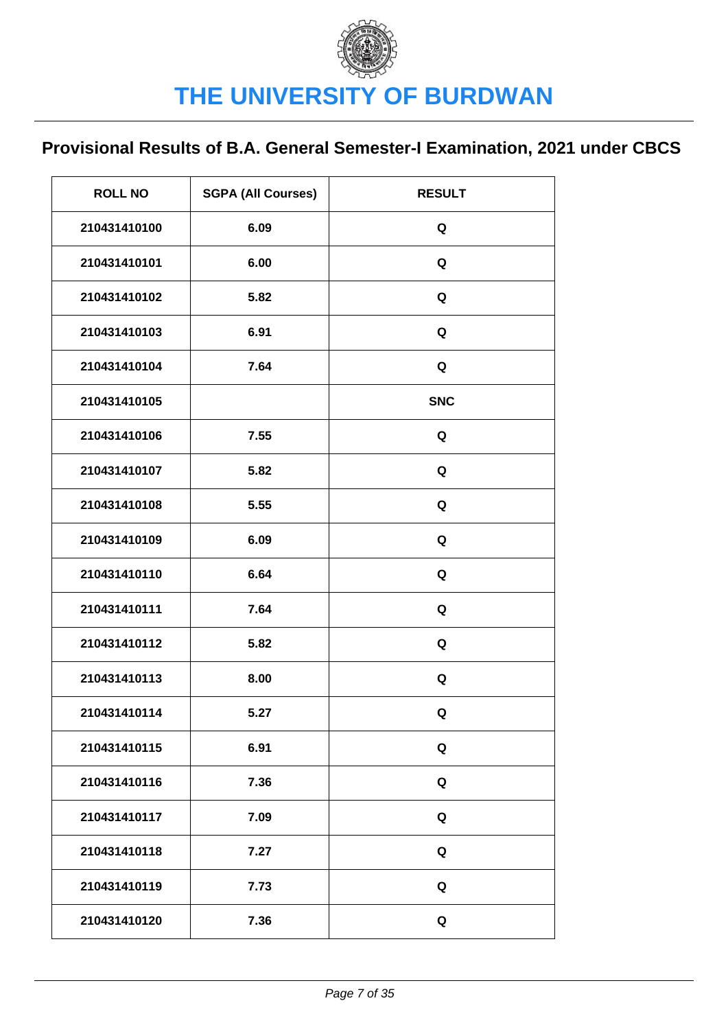# THE UNIVERSITY OF BURDWAN

## Provisional Results of B.A. General Semester-I Examination, 2021 under CBCS

| ROLL NO | SGPA (All Courses) | RESULT |
|---|---|---|
| 210431410100 | 6.09 | Q |
| 210431410101 | 6.00 | Q |
| 210431410102 | 5.82 | Q |
| 210431410103 | 6.91 | Q |
| 210431410104 | 7.64 | Q |
| 210431410105 | | SNC |
| 210431410106 | 7.55 | Q |
| 210431410107 | 5.82 | Q |
| 210431410108 | 5.55 | Q |
| 210431410109 | 6.09 | Q |
| 210431410110 | 6.64 | Q |
| 210431410111 | 7.64 | Q |
| 210431410112 | 5.82 | Q |
| 210431410113 | 8.00 | Q |
| 210431410114 | 5.27 | Q |
| 210431410115 | 6.91 | Q |
| 210431410116 | 7.36 | Q |
| 210431410117 | 7.09 | Q |
| 210431410118 | 7.27 | Q |
| 210431410119 | 7.73 | Q |
| 210431410120 | 7.36 | Q |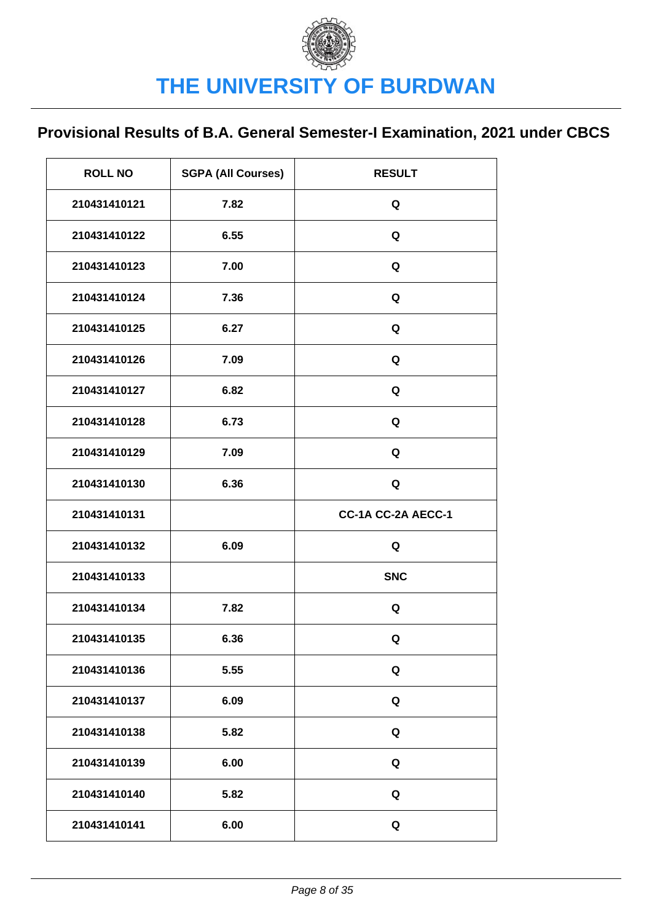# THE UNIVERSITY OF BURDWAN

## Provisional Results of B.A. General Semester-I Examination, 2021 under CBCS

| ROLL NO | SGPA (All Courses) | RESULT |
|---|---|---|
| 210431410121 | 7.82 | Q |
| 210431410122 | 6.55 | Q |
| 210431410123 | 7.00 | Q |
| 210431410124 | 7.36 | Q |
| 210431410125 | 6.27 | Q |
| 210431410126 | 7.09 | Q |
| 210431410127 | 6.82 | Q |
| 210431410128 | 6.73 | Q |
| 210431410129 | 7.09 | Q |
| 210431410130 | 6.36 | Q |
| 210431410131 | | CC-1A CC-2A AECC-1 |
| 210431410132 | 6.09 | Q |
| 210431410133 | | SNC |
| 210431410134 | 7.82 | Q |
| 210431410135 | 6.36 | Q |
| 210431410136 | 5.55 | Q |
| 210431410137 | 6.09 | Q |
| 210431410138 | 5.82 | Q |
| 210431410139 | 6.00 | Q |
| 210431410140 | 5.82 | Q |
| 210431410141 | 6.00 | Q |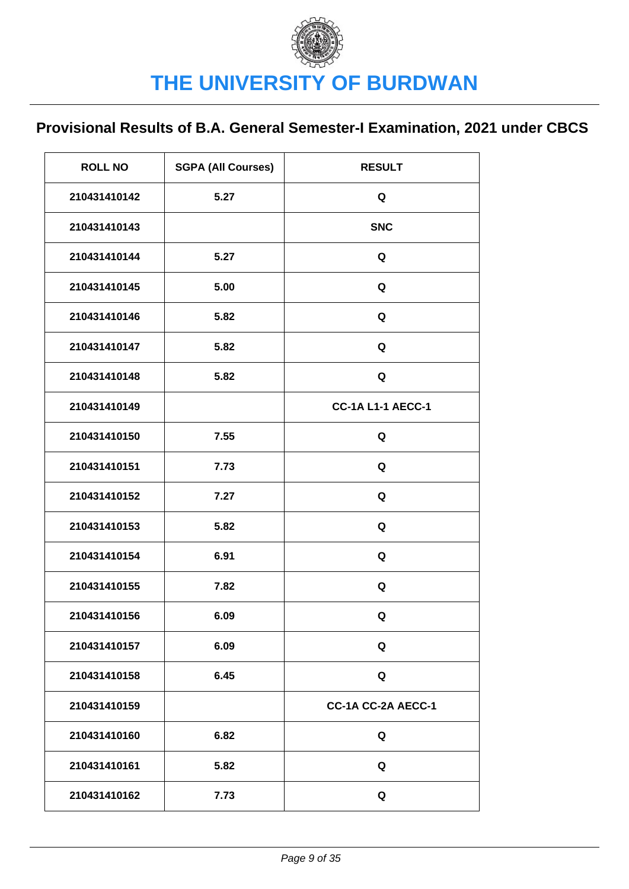# THE UNIVERSITY OF BURDWAN

## Provisional Results of B.A. General Semester-I Examination, 2021 under CBCS

| ROLL NO | SGPA (All Courses) | RESULT |
| --- | --- | --- |
| 210431410142 | 5.27 | Q |
| 210431410143 | | SNC |
| 210431410144 | 5.27 | Q |
| 210431410145 | 5.00 | Q |
| 210431410146 | 5.82 | Q |
| 210431410147 | 5.82 | Q |
| 210431410148 | 5.82 | Q |
| 210431410149 | | CC-1A L1-1 AECC-1 |
| 210431410150 | 7.55 | Q |
| 210431410151 | 7.73 | Q |
| 210431410152 | 7.27 | Q |
| 210431410153 | 5.82 | Q |
| 210431410154 | 6.91 | Q |
| 210431410155 | 7.82 | Q |
| 210431410156 | 6.09 | Q |
| 210431410157 | 6.09 | Q |
| 210431410158 | 6.45 | Q |
| 210431410159 | | CC-1A CC-2A AECC-1 |
| 210431410160 | 6.82 | Q |
| 210431410161 | 5.82 | Q |
| 210431410162 | 7.73 | Q |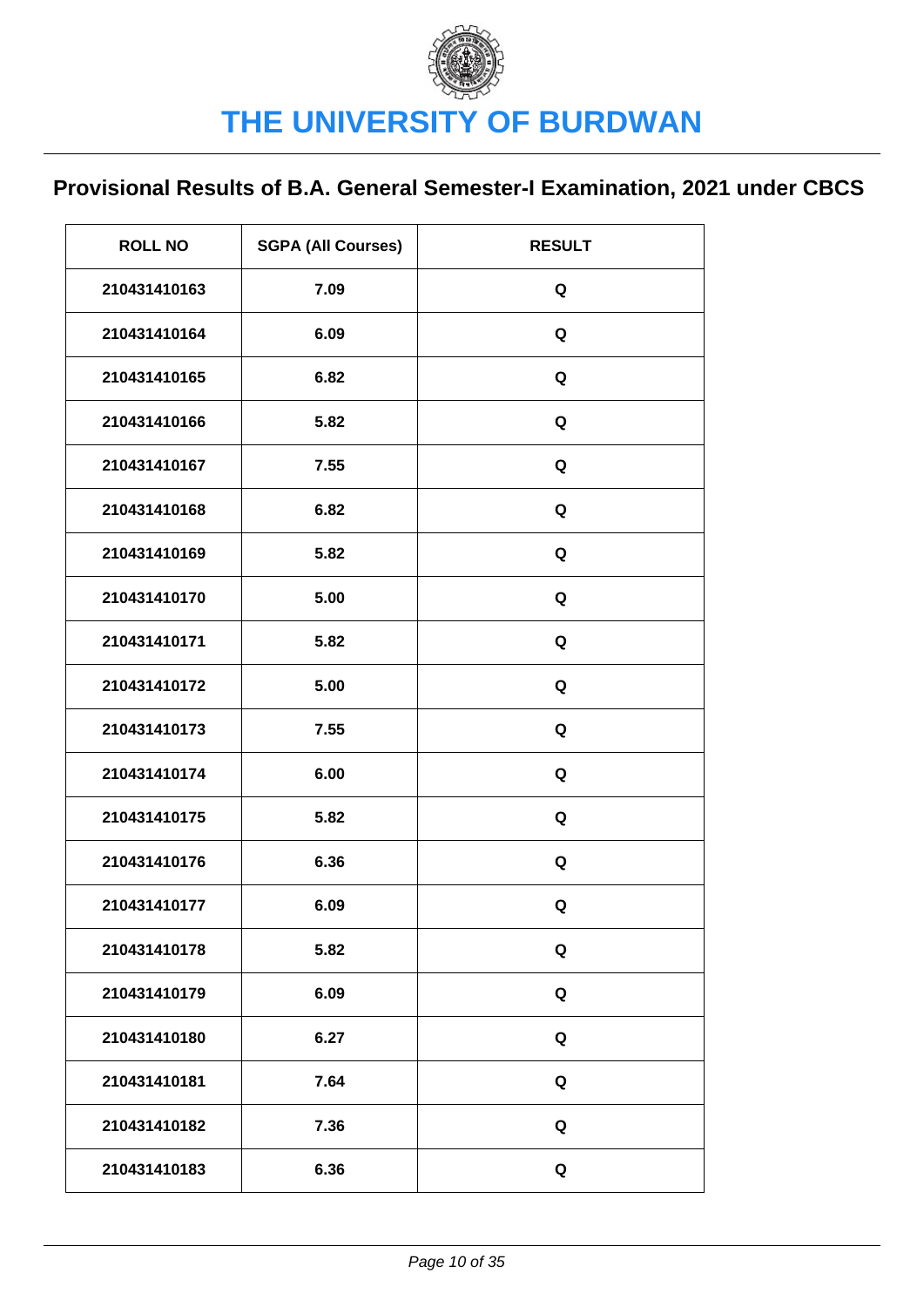# THE UNIVERSITY OF BURDWAN

## Provisional Results of B.A. General Semester-I Examination, 2021 under CBCS

| ROLL NO | SGPA (All Courses) | RESULT |
|---|---|---|
| 210431410163 | 7.09 | Q |
| 210431410164 | 6.09 | Q |
| 210431410165 | 6.82 | Q |
| 210431410166 | 5.82 | Q |
| 210431410167 | 7.55 | Q |
| 210431410168 | 6.82 | Q |
| 210431410169 | 5.82 | Q |
| 210431410170 | 5.00 | Q |
| 210431410171 | 5.82 | Q |
| 210431410172 | 5.00 | Q |
| 210431410173 | 7.55 | Q |
| 210431410174 | 6.00 | Q |
| 210431410175 | 5.82 | Q |
| 210431410176 | 6.36 | Q |
| 210431410177 | 6.09 | Q |
| 210431410178 | 5.82 | Q |
| 210431410179 | 6.09 | Q |
| 210431410180 | 6.27 | Q |
| 210431410181 | 7.64 | Q |
| 210431410182 | 7.36 | Q |
| 210431410183 | 6.36 | Q |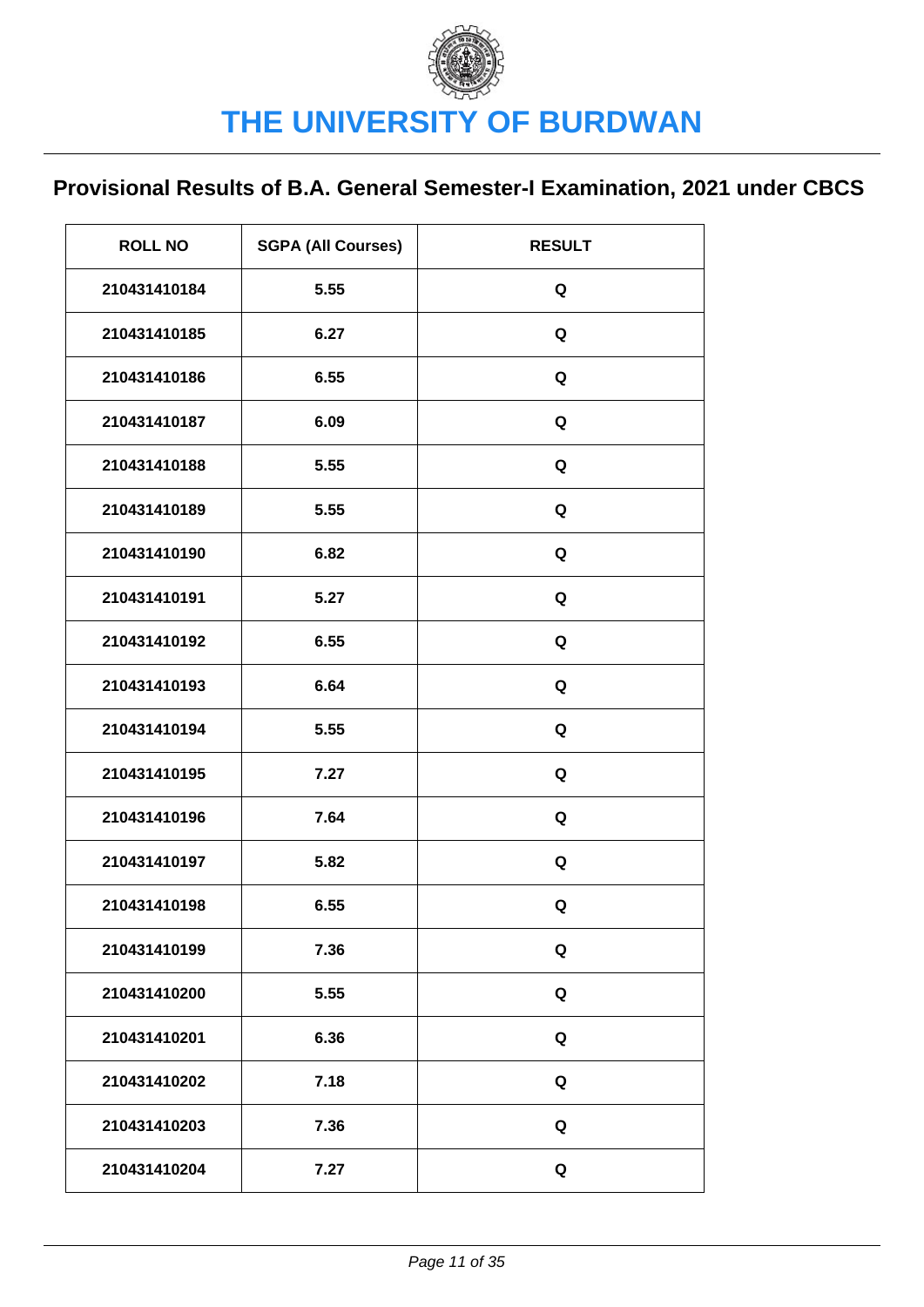# THE UNIVERSITY OF BURDWAN

## Provisional Results of B.A. General Semester-I Examination, 2021 under CBCS

| ROLL NO | SGPA (All Courses) | RESULT |
|---|---|---|
| 210431410184 | 5.55 | Q |
| 210431410185 | 6.27 | Q |
| 210431410186 | 6.55 | Q |
| 210431410187 | 6.09 | Q |
| 210431410188 | 5.55 | Q |
| 210431410189 | 5.55 | Q |
| 210431410190 | 6.82 | Q |
| 210431410191 | 5.27 | Q |
| 210431410192 | 6.55 | Q |
| 210431410193 | 6.64 | Q |
| 210431410194 | 5.55 | Q |
| 210431410195 | 7.27 | Q |
| 210431410196 | 7.64 | Q |
| 210431410197 | 5.82 | Q |
| 210431410198 | 6.55 | Q |
| 210431410199 | 7.36 | Q |
| 210431410200 | 5.55 | Q |
| 210431410201 | 6.36 | Q |
| 210431410202 | 7.18 | Q |
| 210431410203 | 7.36 | Q |
| 210431410204 | 7.27 | Q |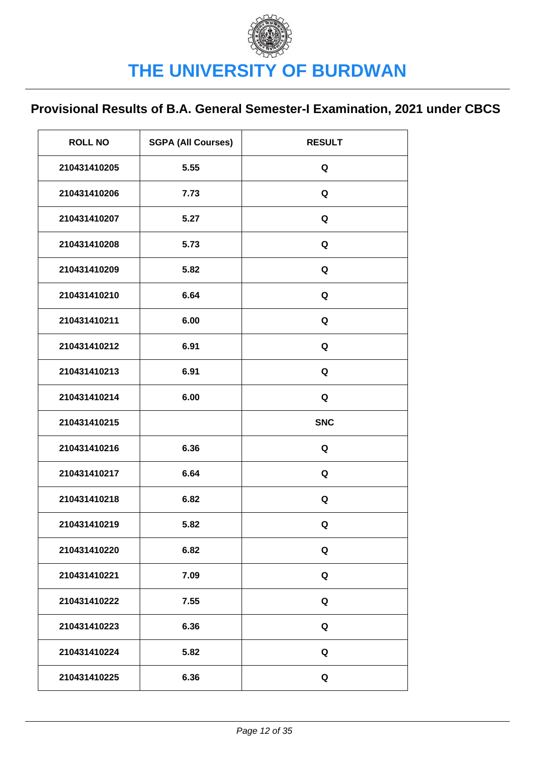# THE UNIVERSITY OF BURDWAN

## Provisional Results of B.A. General Semester-I Examination, 2021 under CBCS

| ROLL NO | SGPA (All Courses) | RESULT |
|---|---|---|
| 210431410205 | 5.55 | Q |
| 210431410206 | 7.73 | Q |
| 210431410207 | 5.27 | Q |
| 210431410208 | 5.73 | Q |
| 210431410209 | 5.82 | Q |
| 210431410210 | 6.64 | Q |
| 210431410211 | 6.00 | Q |
| 210431410212 | 6.91 | Q |
| 210431410213 | 6.91 | Q |
| 210431410214 | 6.00 | Q |
| 210431410215 | | SNC |
| 210431410216 | 6.36 | Q |
| 210431410217 | 6.64 | Q |
| 210431410218 | 6.82 | Q |
| 210431410219 | 5.82 | Q |
| 210431410220 | 6.82 | Q |
| 210431410221 | 7.09 | Q |
| 210431410222 | 7.55 | Q |
| 210431410223 | 6.36 | Q |
| 210431410224 | 5.82 | Q |
| 210431410225 | 6.36 | Q |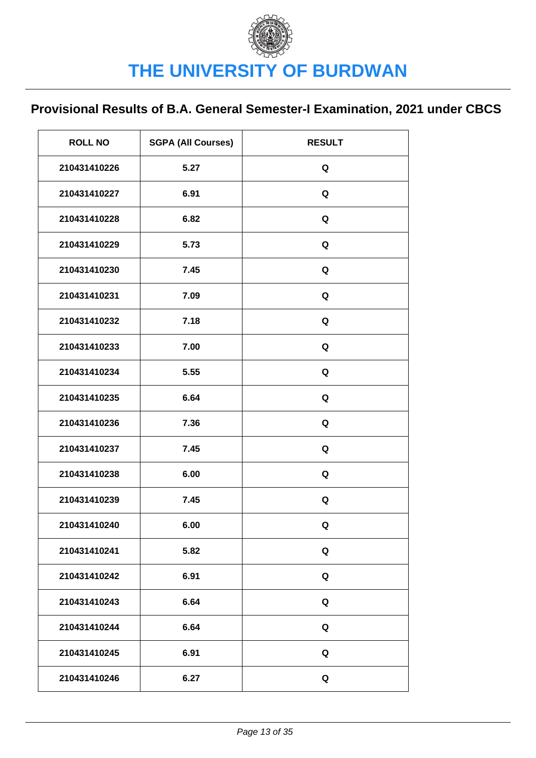# THE UNIVERSITY OF BURDWAN

## Provisional Results of B.A. General Semester-I Examination, 2021 under CBCS

| ROLL NO | SGPA (All Courses) | RESULT |
|---|---|---|
| 210431410226 | 5.27 | Q |
| 210431410227 | 6.91 | Q |
| 210431410228 | 6.82 | Q |
| 210431410229 | 5.73 | Q |
| 210431410230 | 7.45 | Q |
| 210431410231 | 7.09 | Q |
| 210431410232 | 7.18 | Q |
| 210431410233 | 7.00 | Q |
| 210431410234 | 5.55 | Q |
| 210431410235 | 6.64 | Q |
| 210431410236 | 7.36 | Q |
| 210431410237 | 7.45 | Q |
| 210431410238 | 6.00 | Q |
| 210431410239 | 7.45 | Q |
| 210431410240 | 6.00 | Q |
| 210431410241 | 5.82 | Q |
| 210431410242 | 6.91 | Q |
| 210431410243 | 6.64 | Q |
| 210431410244 | 6.64 | Q |
| 210431410245 | 6.91 | Q |
| 210431410246 | 6.27 | Q |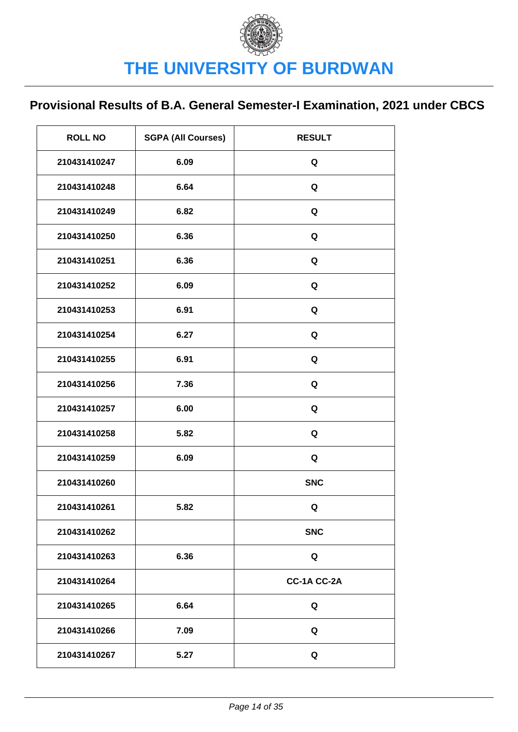# THE UNIVERSITY OF BURDWAN

## Provisional Results of B.A. General Semester-I Examination, 2021 under CBCS

| ROLL NO | SGPA (All Courses) | RESULT |
|---|---|---|
| 210431410247 | 6.09 | Q |
| 210431410248 | 6.64 | Q |
| 210431410249 | 6.82 | Q |
| 210431410250 | 6.36 | Q |
| 210431410251 | 6.36 | Q |
| 210431410252 | 6.09 | Q |
| 210431410253 | 6.91 | Q |
| 210431410254 | 6.27 | Q |
| 210431410255 | 6.91 | Q |
| 210431410256 | 7.36 | Q |
| 210431410257 | 6.00 | Q |
| 210431410258 | 5.82 | Q |
| 210431410259 | 6.09 | Q |
| 210431410260 | | SNC |
| 210431410261 | 5.82 | Q |
| 210431410262 | | SNC |
| 210431410263 | 6.36 | Q |
| 210431410264 | | CC-1A CC-2A |
| 210431410265 | 6.64 | Q |
| 210431410266 | 7.09 | Q |
| 210431410267 | 5.27 | Q |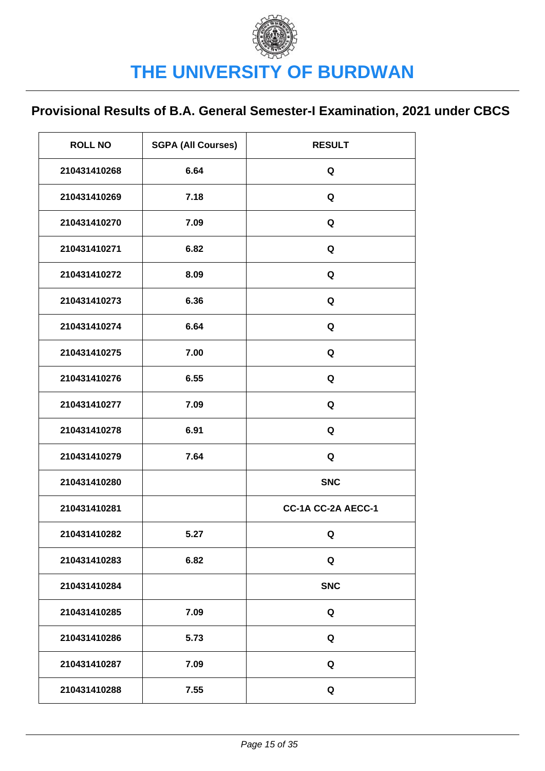# THE UNIVERSITY OF BURDWAN

## Provisional Results of B.A. General Semester-I Examination, 2021 under CBCS

| ROLL NO | SGPA (All Courses) | RESULT |
|---|---|---|
| 210431410268 | 6.64 | Q |
| 210431410269 | 7.18 | Q |
| 210431410270 | 7.09 | Q |
| 210431410271 | 6.82 | Q |
| 210431410272 | 8.09 | Q |
| 210431410273 | 6.36 | Q |
| 210431410274 | 6.64 | Q |
| 210431410275 | 7.00 | Q |
| 210431410276 | 6.55 | Q |
| 210431410277 | 7.09 | Q |
| 210431410278 | 6.91 | Q |
| 210431410279 | 7.64 | Q |
| 210431410280 | | SNC |
| 210431410281 | | CC-1A CC-2A AECC-1 |
| 210431410282 | 5.27 | Q |
| 210431410283 | 6.82 | Q |
| 210431410284 | | SNC |
| 210431410285 | 7.09 | Q |
| 210431410286 | 5.73 | Q |
| 210431410287 | 7.09 | Q |
| 210431410288 | 7.55 | Q |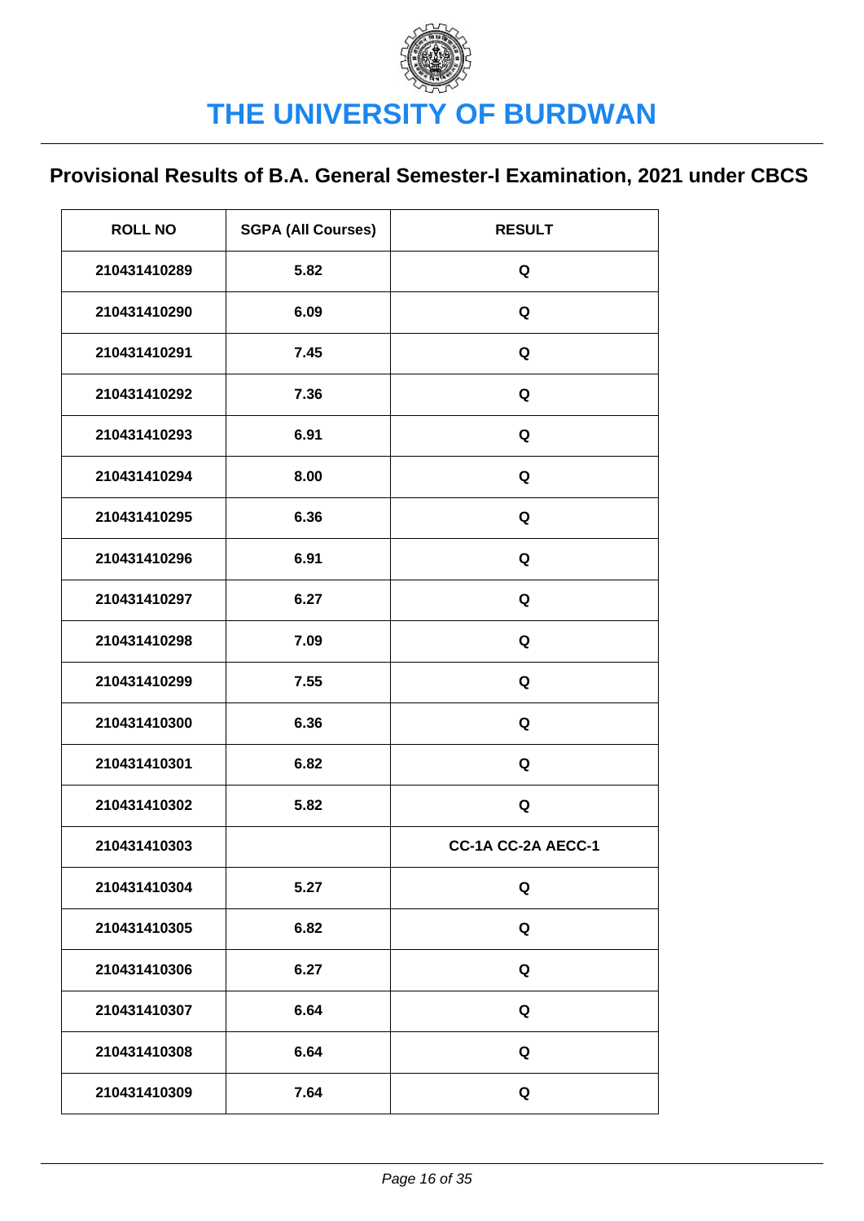# THE UNIVERSITY OF BURDWAN

## Provisional Results of B.A. General Semester-I Examination, 2021 under CBCS

| ROLL NO | SGPA (All Courses) | RESULT |
|---|---|---|
| 210431410289 | 5.82 | Q |
| 210431410290 | 6.09 | Q |
| 210431410291 | 7.45 | Q |
| 210431410292 | 7.36 | Q |
| 210431410293 | 6.91 | Q |
| 210431410294 | 8.00 | Q |
| 210431410295 | 6.36 | Q |
| 210431410296 | 6.91 | Q |
| 210431410297 | 6.27 | Q |
| 210431410298 | 7.09 | Q |
| 210431410299 | 7.55 | Q |
| 210431410300 | 6.36 | Q |
| 210431410301 | 6.82 | Q |
| 210431410302 | 5.82 | Q |
| 210431410303 | | CC-1A CC-2A AECC-1 |
| 210431410304 | 5.27 | Q |
| 210431410305 | 6.82 | Q |
| 210431410306 | 6.27 | Q |
| 210431410307 | 6.64 | Q |
| 210431410308 | 6.64 | Q |
| 210431410309 | 7.64 | Q |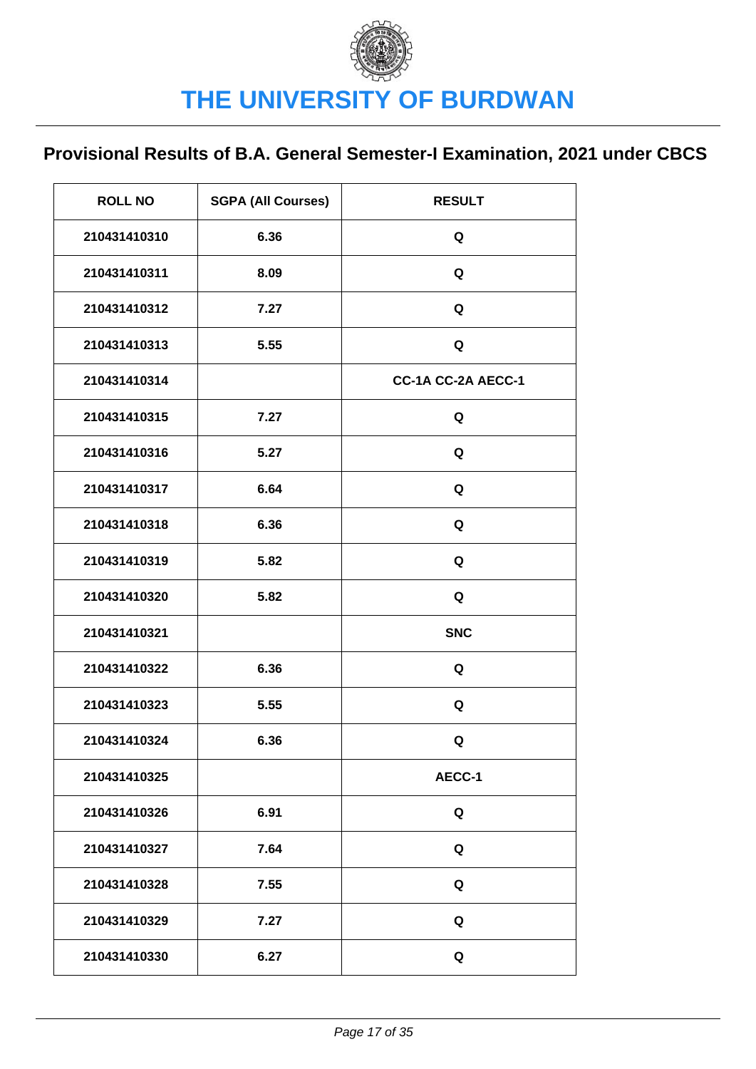# THE UNIVERSITY OF BURDWAN

## Provisional Results of B.A. General Semester-I Examination, 2021 under CBCS

| ROLL NO | SGPA (All Courses) | RESULT |
|---|---|---|
| 210431410310 | 6.36 | Q |
| 210431410311 | 8.09 | Q |
| 210431410312 | 7.27 | Q |
| 210431410313 | 5.55 | Q |
| 210431410314 | | CC-1A CC-2A AECC-1 |
| 210431410315 | 7.27 | Q |
| 210431410316 | 5.27 | Q |
| 210431410317 | 6.64 | Q |
| 210431410318 | 6.36 | Q |
| 210431410319 | 5.82 | Q |
| 210431410320 | 5.82 | Q |
| 210431410321 | | SNC |
| 210431410322 | 6.36 | Q |
| 210431410323 | 5.55 | Q |
| 210431410324 | 6.36 | Q |
| 210431410325 | | AECC-1 |
| 210431410326 | 6.91 | Q |
| 210431410327 | 7.64 | Q |
| 210431410328 | 7.55 | Q |
| 210431410329 | 7.27 | Q |
| 210431410330 | 6.27 | Q |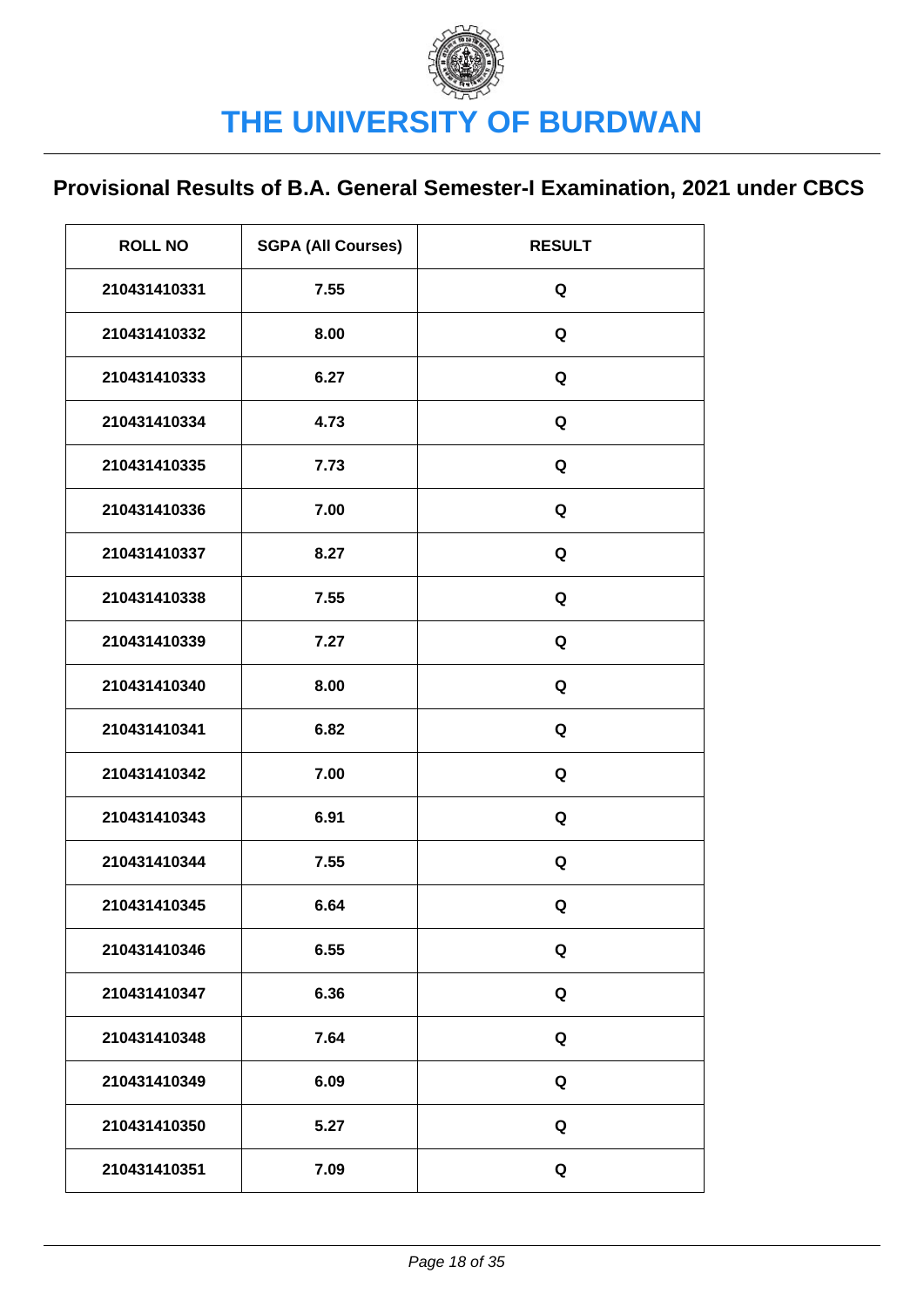# THE UNIVERSITY OF BURDWAN

## Provisional Results of B.A. General Semester-I Examination, 2021 under CBCS

| ROLL NO | SGPA (All Courses) | RESULT |
|---|---|---|
| 210431410331 | 7.55 | Q |
| 210431410332 | 8.00 | Q |
| 210431410333 | 6.27 | Q |
| 210431410334 | 4.73 | Q |
| 210431410335 | 7.73 | Q |
| 210431410336 | 7.00 | Q |
| 210431410337 | 8.27 | Q |
| 210431410338 | 7.55 | Q |
| 210431410339 | 7.27 | Q |
| 210431410340 | 8.00 | Q |
| 210431410341 | 6.82 | Q |
| 210431410342 | 7.00 | Q |
| 210431410343 | 6.91 | Q |
| 210431410344 | 7.55 | Q |
| 210431410345 | 6.64 | Q |
| 210431410346 | 6.55 | Q |
| 210431410347 | 6.36 | Q |
| 210431410348 | 7.64 | Q |
| 210431410349 | 6.09 | Q |
| 210431410350 | 5.27 | Q |
| 210431410351 | 7.09 | Q |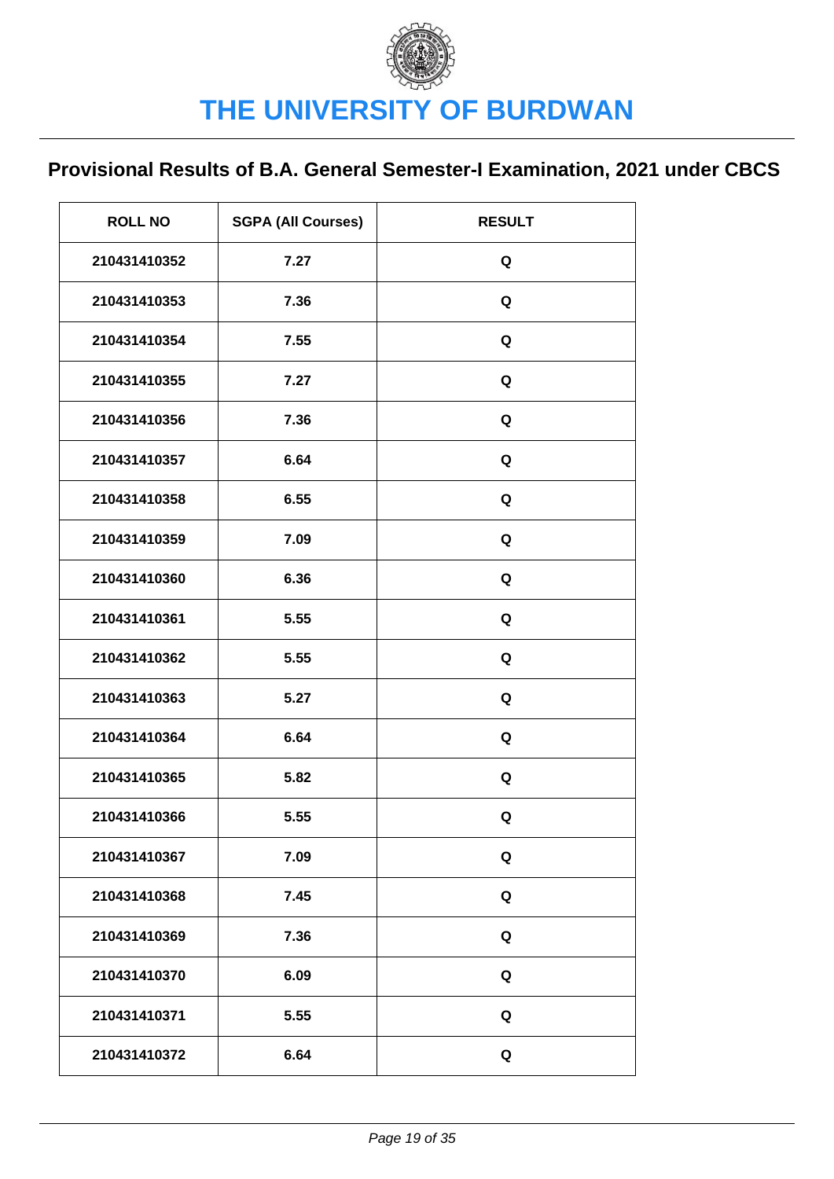# THE UNIVERSITY OF BURDWAN

## Provisional Results of B.A. General Semester-I Examination, 2021 under CBCS

| ROLL NO | SGPA (All Courses) | RESULT |
| --- | --- | --- |
| 210431410352 | 7.27 | Q |
| 210431410353 | 7.36 | Q |
| 210431410354 | 7.55 | Q |
| 210431410355 | 7.27 | Q |
| 210431410356 | 7.36 | Q |
| 210431410357 | 6.64 | Q |
| 210431410358 | 6.55 | Q |
| 210431410359 | 7.09 | Q |
| 210431410360 | 6.36 | Q |
| 210431410361 | 5.55 | Q |
| 210431410362 | 5.55 | Q |
| 210431410363 | 5.27 | Q |
| 210431410364 | 6.64 | Q |
| 210431410365 | 5.82 | Q |
| 210431410366 | 5.55 | Q |
| 210431410367 | 7.09 | Q |
| 210431410368 | 7.45 | Q |
| 210431410369 | 7.36 | Q |
| 210431410370 | 6.09 | Q |
| 210431410371 | 5.55 | Q |
| 210431410372 | 6.64 | Q |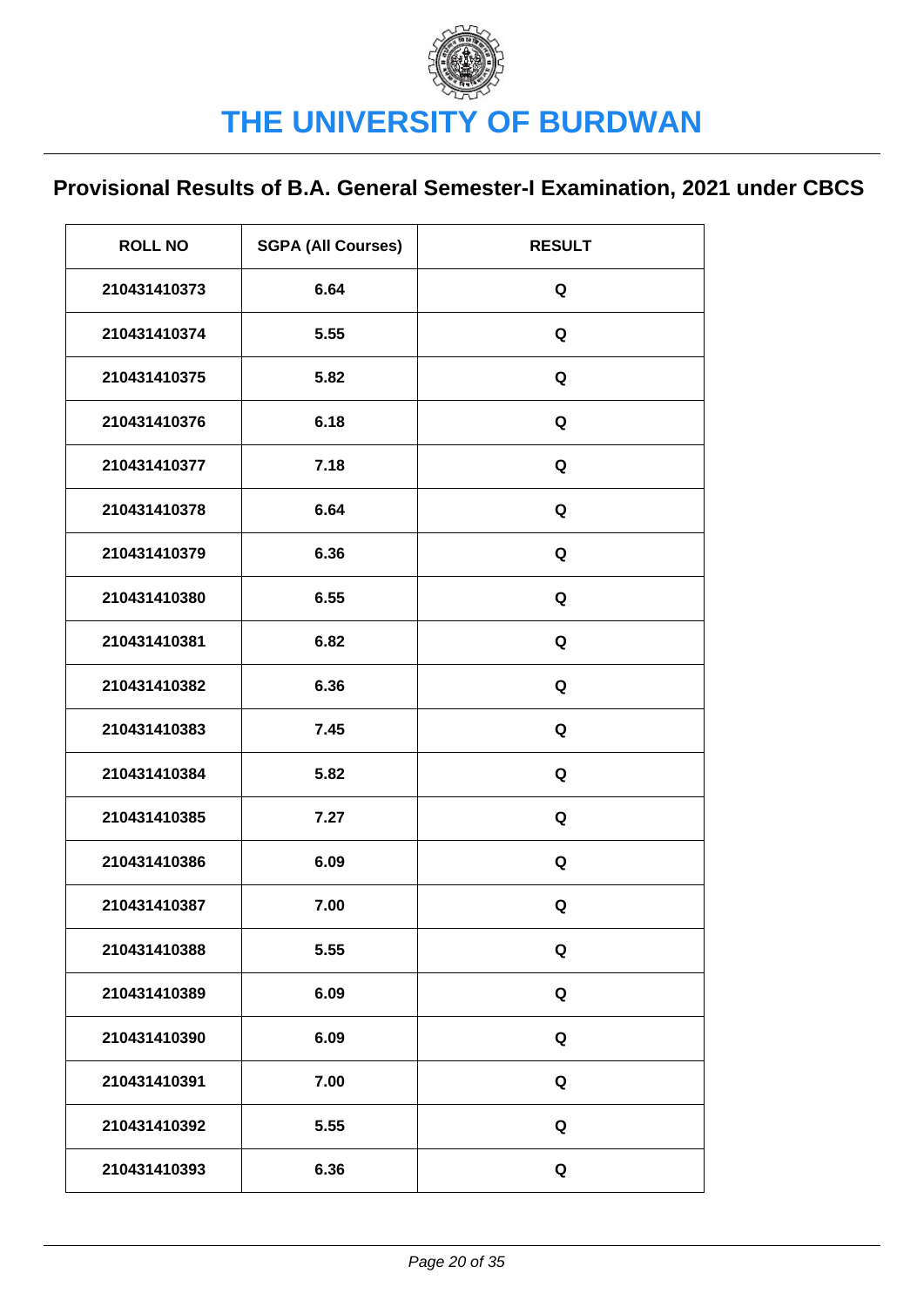# THE UNIVERSITY OF BURDWAN

## Provisional Results of B.A. General Semester-I Examination, 2021 under CBCS

| ROLL NO | SGPA (All Courses) | RESULT |
|---|---|---|
| 210431410373 | 6.64 | Q |
| 210431410374 | 5.55 | Q |
| 210431410375 | 5.82 | Q |
| 210431410376 | 6.18 | Q |
| 210431410377 | 7.18 | Q |
| 210431410378 | 6.64 | Q |
| 210431410379 | 6.36 | Q |
| 210431410380 | 6.55 | Q |
| 210431410381 | 6.82 | Q |
| 210431410382 | 6.36 | Q |
| 210431410383 | 7.45 | Q |
| 210431410384 | 5.82 | Q |
| 210431410385 | 7.27 | Q |
| 210431410386 | 6.09 | Q |
| 210431410387 | 7.00 | Q |
| 210431410388 | 5.55 | Q |
| 210431410389 | 6.09 | Q |
| 210431410390 | 6.09 | Q |
| 210431410391 | 7.00 | Q |
| 210431410392 | 5.55 | Q |
| 210431410393 | 6.36 | Q |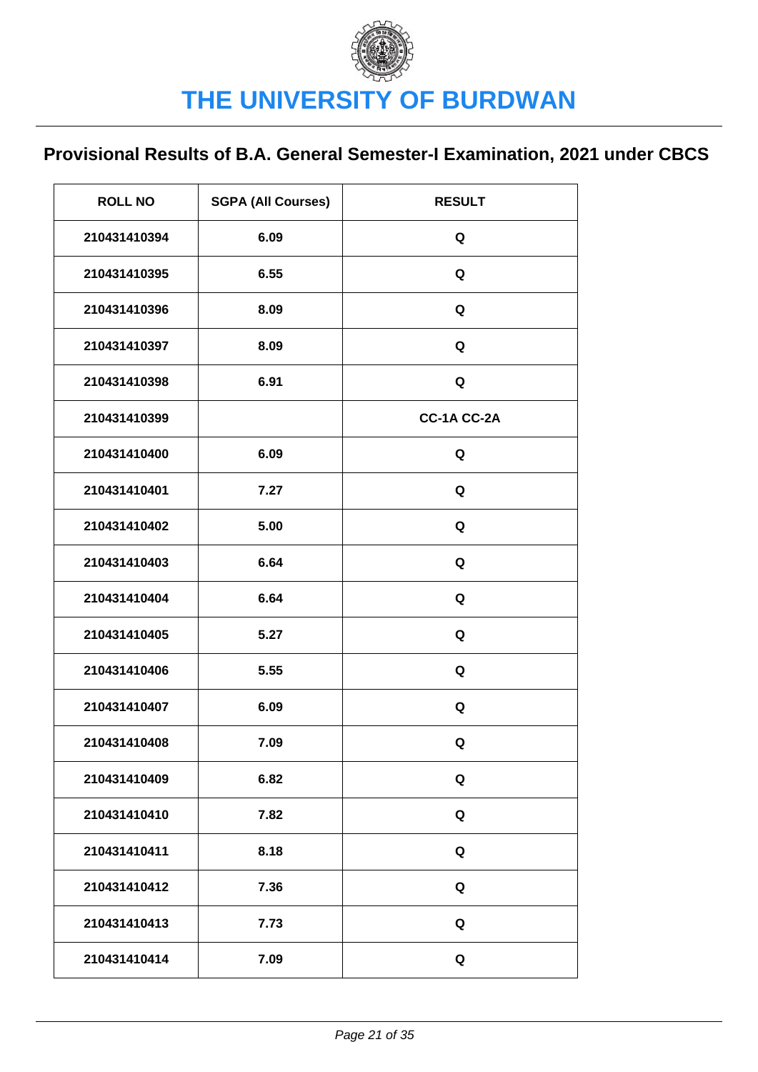# THE UNIVERSITY OF BURDWAN

## Provisional Results of B.A. General Semester-I Examination, 2021 under CBCS

| ROLL NO | SGPA (All Courses) | RESULT |
|---|---|---|
| 210431410394 | 6.09 | Q |
| 210431410395 | 6.55 | Q |
| 210431410396 | 8.09 | Q |
| 210431410397 | 8.09 | Q |
| 210431410398 | 6.91 | Q |
| 210431410399 | | CC-1A CC-2A |
| 210431410400 | 6.09 | Q |
| 210431410401 | 7.27 | Q |
| 210431410402 | 5.00 | Q |
| 210431410403 | 6.64 | Q |
| 210431410404 | 6.64 | Q |
| 210431410405 | 5.27 | Q |
| 210431410406 | 5.55 | Q |
| 210431410407 | 6.09 | Q |
| 210431410408 | 7.09 | Q |
| 210431410409 | 6.82 | Q |
| 210431410410 | 7.82 | Q |
| 210431410411 | 8.18 | Q |
| 210431410412 | 7.36 | Q |
| 210431410413 | 7.73 | Q |
| 210431410414 | 7.09 | Q |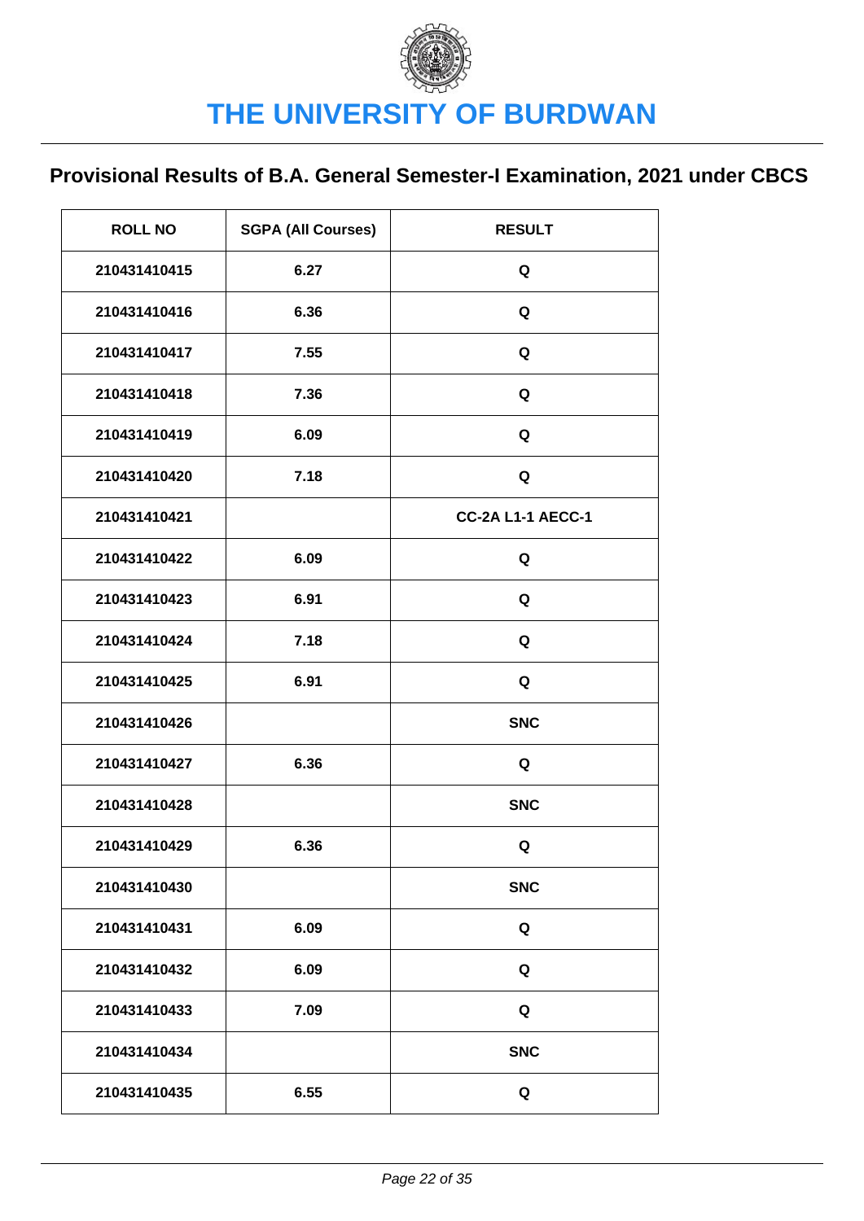# THE UNIVERSITY OF BURDWAN

## Provisional Results of B.A. General Semester-I Examination, 2021 under CBCS

| ROLL NO | SGPA (All Courses) | RESULT |
|---|---|---|
| 210431410415 | 6.27 | Q |
| 210431410416 | 6.36 | Q |
| 210431410417 | 7.55 | Q |
| 210431410418 | 7.36 | Q |
| 210431410419 | 6.09 | Q |
| 210431410420 | 7.18 | Q |
| 210431410421 | | CC-2A L1-1 AECC-1 |
| 210431410422 | 6.09 | Q |
| 210431410423 | 6.91 | Q |
| 210431410424 | 7.18 | Q |
| 210431410425 | 6.91 | Q |
| 210431410426 | | SNC |
| 210431410427 | 6.36 | Q |
| 210431410428 | | SNC |
| 210431410429 | 6.36 | Q |
| 210431410430 | | SNC |
| 210431410431 | 6.09 | Q |
| 210431410432 | 6.09 | Q |
| 210431410433 | 7.09 | Q |
| 210431410434 | | SNC |
| 210431410435 | 6.55 | Q |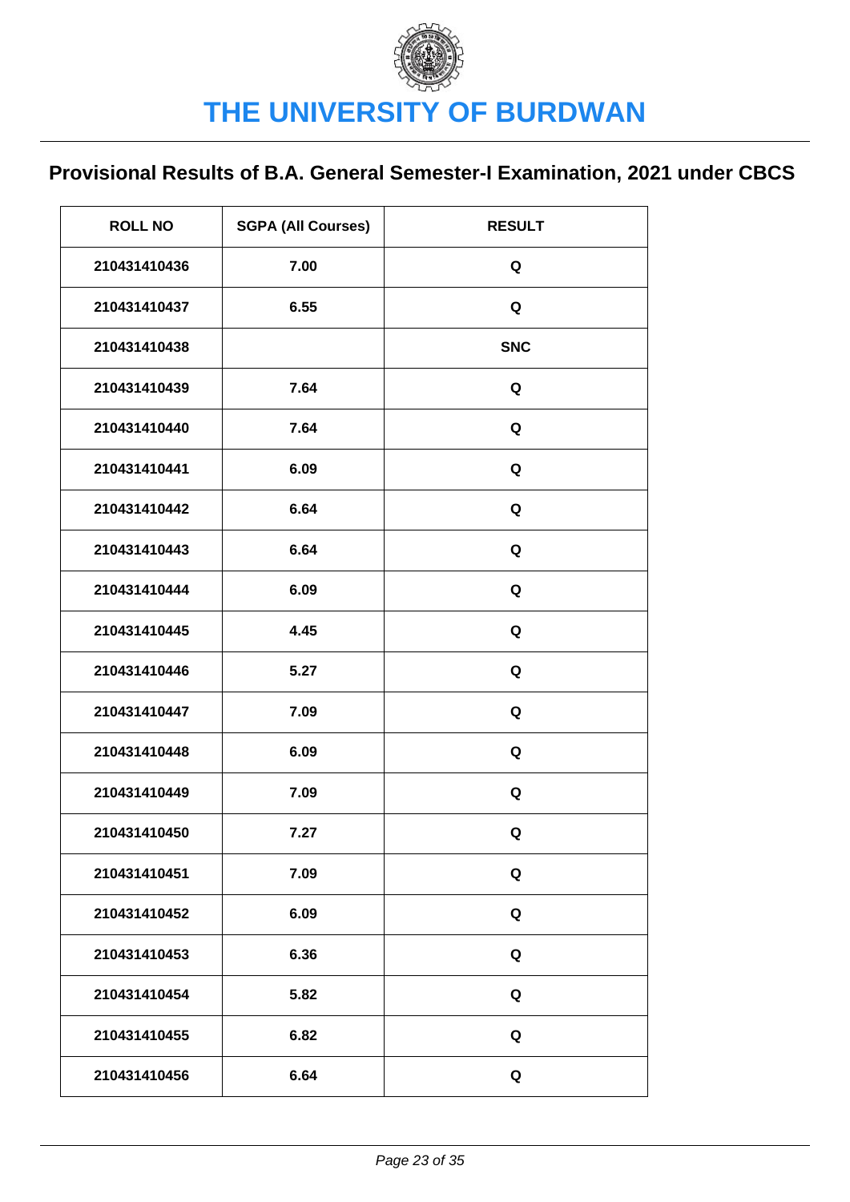# THE UNIVERSITY OF BURDWAN

## Provisional Results of B.A. General Semester-I Examination, 2021 under CBCS

| ROLL NO | SGPA (All Courses) | RESULT |
|---|---|---|
| 210431410436 | 7.00 | Q |
| 210431410437 | 6.55 | Q |
| 210431410438 | | SNC |
| 210431410439 | 7.64 | Q |
| 210431410440 | 7.64 | Q |
| 210431410441 | 6.09 | Q |
| 210431410442 | 6.64 | Q |
| 210431410443 | 6.64 | Q |
| 210431410444 | 6.09 | Q |
| 210431410445 | 4.45 | Q |
| 210431410446 | 5.27 | Q |
| 210431410447 | 7.09 | Q |
| 210431410448 | 6.09 | Q |
| 210431410449 | 7.09 | Q |
| 210431410450 | 7.27 | Q |
| 210431410451 | 7.09 | Q |
| 210431410452 | 6.09 | Q |
| 210431410453 | 6.36 | Q |
| 210431410454 | 5.82 | Q |
| 210431410455 | 6.82 | Q |
| 210431410456 | 6.64 | Q |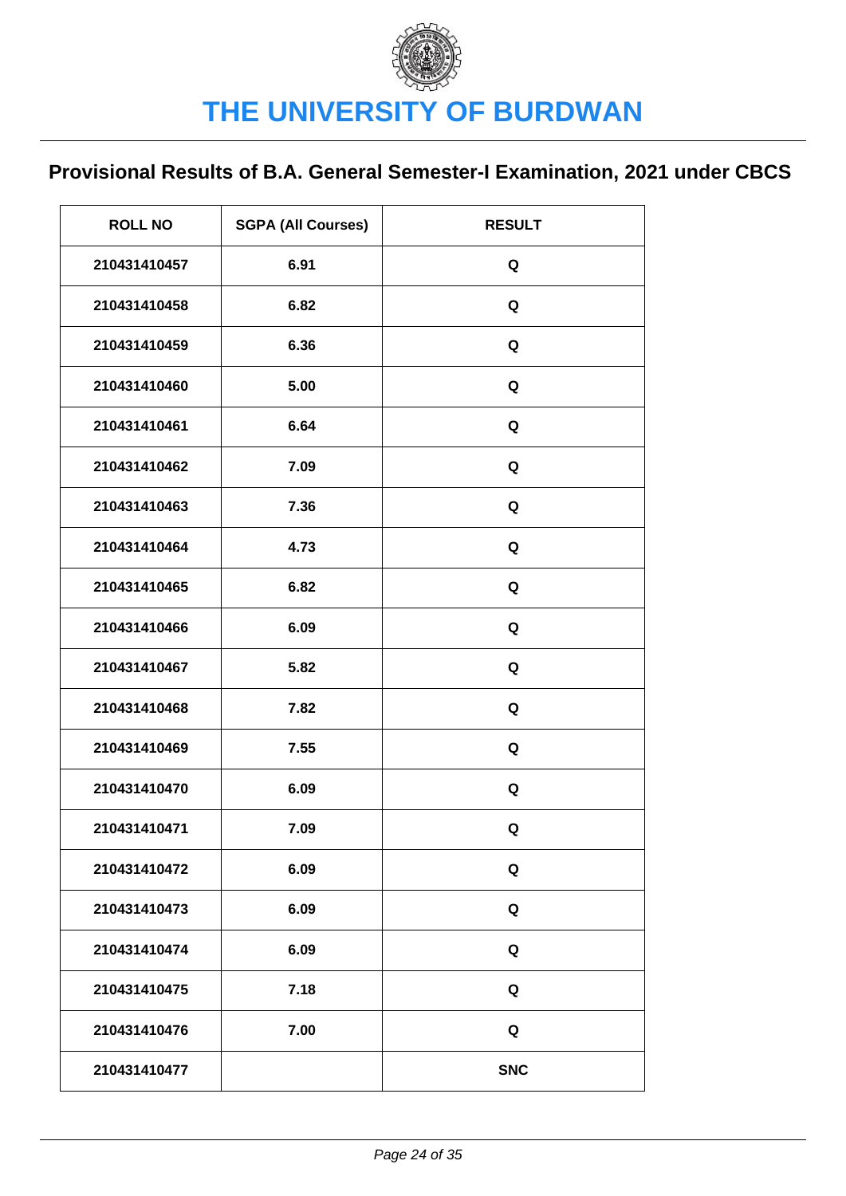# THE UNIVERSITY OF BURDWAN

## Provisional Results of B.A. General Semester-I Examination, 2021 under CBCS

| ROLL NO | SGPA (All Courses) | RESULT |
|---|---|---|
| 210431410457 | 6.91 | Q |
| 210431410458 | 6.82 | Q |
| 210431410459 | 6.36 | Q |
| 210431410460 | 5.00 | Q |
| 210431410461 | 6.64 | Q |
| 210431410462 | 7.09 | Q |
| 210431410463 | 7.36 | Q |
| 210431410464 | 4.73 | Q |
| 210431410465 | 6.82 | Q |
| 210431410466 | 6.09 | Q |
| 210431410467 | 5.82 | Q |
| 210431410468 | 7.82 | Q |
| 210431410469 | 7.55 | Q |
| 210431410470 | 6.09 | Q |
| 210431410471 | 7.09 | Q |
| 210431410472 | 6.09 | Q |
| 210431410473 | 6.09 | Q |
| 210431410474 | 6.09 | Q |
| 210431410475 | 7.18 | Q |
| 210431410476 | 7.00 | Q |
| 210431410477 | | SNC |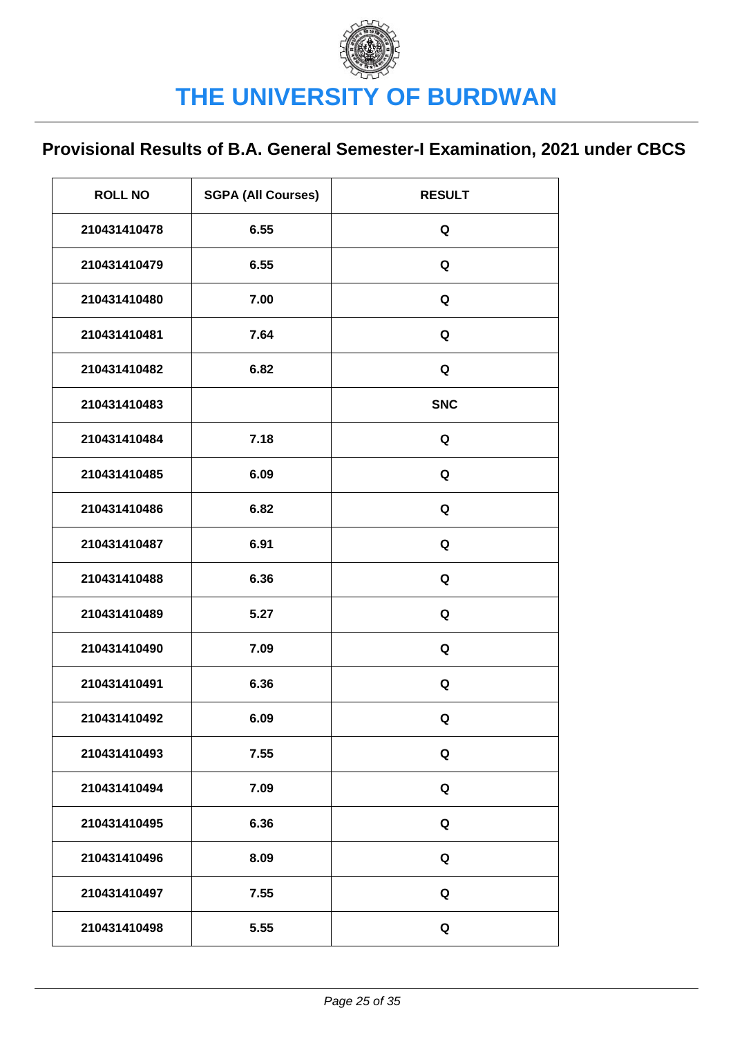# THE UNIVERSITY OF BURDWAN

## Provisional Results of B.A. General Semester-I Examination, 2021 under CBCS

| ROLL NO | SGPA (All Courses) | RESULT |
|---|---|---|
| 210431410478 | 6.55 | Q |
| 210431410479 | 6.55 | Q |
| 210431410480 | 7.00 | Q |
| 210431410481 | 7.64 | Q |
| 210431410482 | 6.82 | Q |
| 210431410483 | | SNC |
| 210431410484 | 7.18 | Q |
| 210431410485 | 6.09 | Q |
| 210431410486 | 6.82 | Q |
| 210431410487 | 6.91 | Q |
| 210431410488 | 6.36 | Q |
| 210431410489 | 5.27 | Q |
| 210431410490 | 7.09 | Q |
| 210431410491 | 6.36 | Q |
| 210431410492 | 6.09 | Q |
| 210431410493 | 7.55 | Q |
| 210431410494 | 7.09 | Q |
| 210431410495 | 6.36 | Q |
| 210431410496 | 8.09 | Q |
| 210431410497 | 7.55 | Q |
| 210431410498 | 5.55 | Q |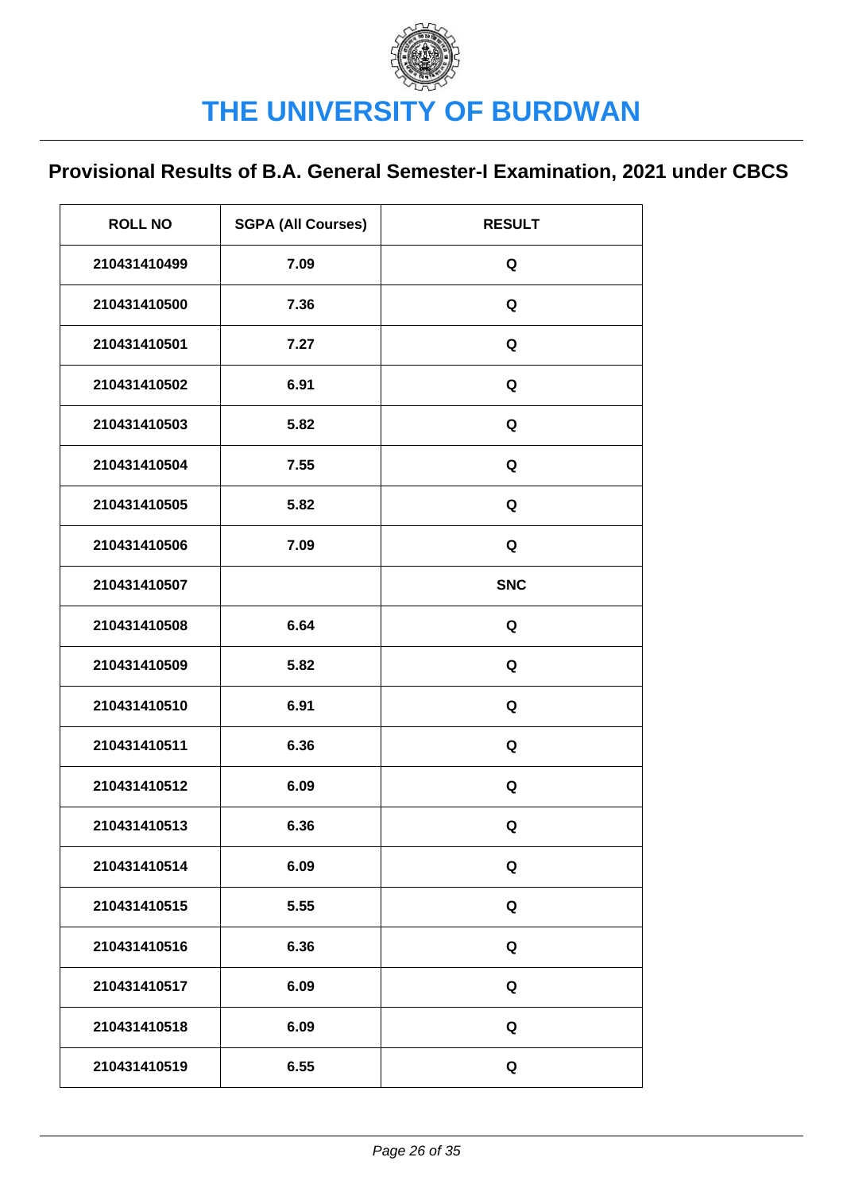# THE UNIVERSITY OF BURDWAN

## Provisional Results of B.A. General Semester-I Examination, 2021 under CBCS

| ROLL NO | SGPA (All Courses) | RESULT |
|---|---|---|
| 210431410499 | 7.09 | Q |
| 210431410500 | 7.36 | Q |
| 210431410501 | 7.27 | Q |
| 210431410502 | 6.91 | Q |
| 210431410503 | 5.82 | Q |
| 210431410504 | 7.55 | Q |
| 210431410505 | 5.82 | Q |
| 210431410506 | 7.09 | Q |
| 210431410507 | | SNC |
| 210431410508 | 6.64 | Q |
| 210431410509 | 5.82 | Q |
| 210431410510 | 6.91 | Q |
| 210431410511 | 6.36 | Q |
| 210431410512 | 6.09 | Q |
| 210431410513 | 6.36 | Q |
| 210431410514 | 6.09 | Q |
| 210431410515 | 5.55 | Q |
| 210431410516 | 6.36 | Q |
| 210431410517 | 6.09 | Q |
| 210431410518 | 6.09 | Q |
| 210431410519 | 6.55 | Q |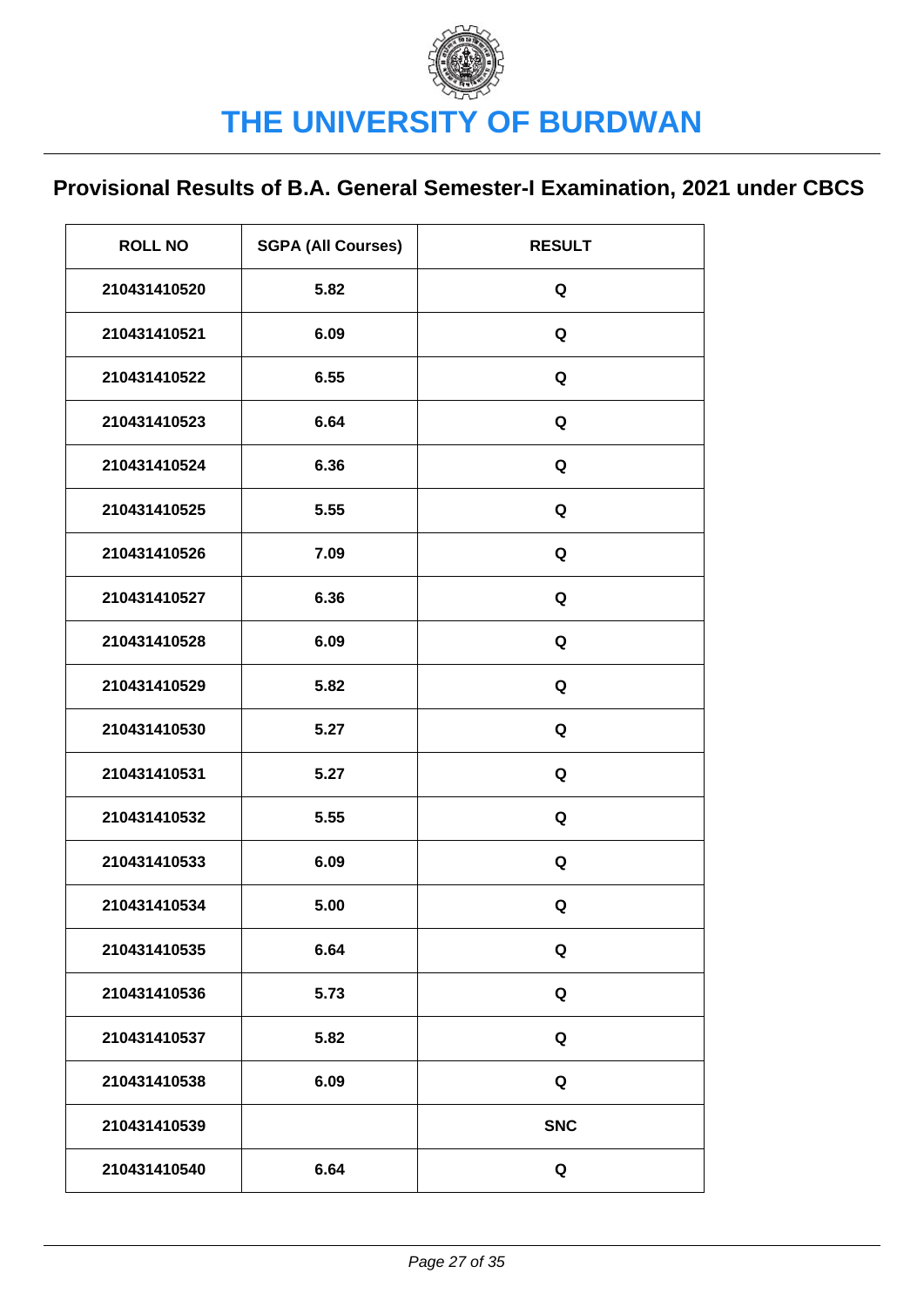# THE UNIVERSITY OF BURDWAN

## Provisional Results of B.A. General Semester-I Examination, 2021 under CBCS

| ROLL NO | SGPA (All Courses) | RESULT |
|---|---|---|
| 210431410520 | 5.82 | Q |
| 210431410521 | 6.09 | Q |
| 210431410522 | 6.55 | Q |
| 210431410523 | 6.64 | Q |
| 210431410524 | 6.36 | Q |
| 210431410525 | 5.55 | Q |
| 210431410526 | 7.09 | Q |
| 210431410527 | 6.36 | Q |
| 210431410528 | 6.09 | Q |
| 210431410529 | 5.82 | Q |
| 210431410530 | 5.27 | Q |
| 210431410531 | 5.27 | Q |
| 210431410532 | 5.55 | Q |
| 210431410533 | 6.09 | Q |
| 210431410534 | 5.00 | Q |
| 210431410535 | 6.64 | Q |
| 210431410536 | 5.73 | Q |
| 210431410537 | 5.82 | Q |
| 210431410538 | 6.09 | Q |
| 210431410539 | | SNC |
| 210431410540 | 6.64 | Q |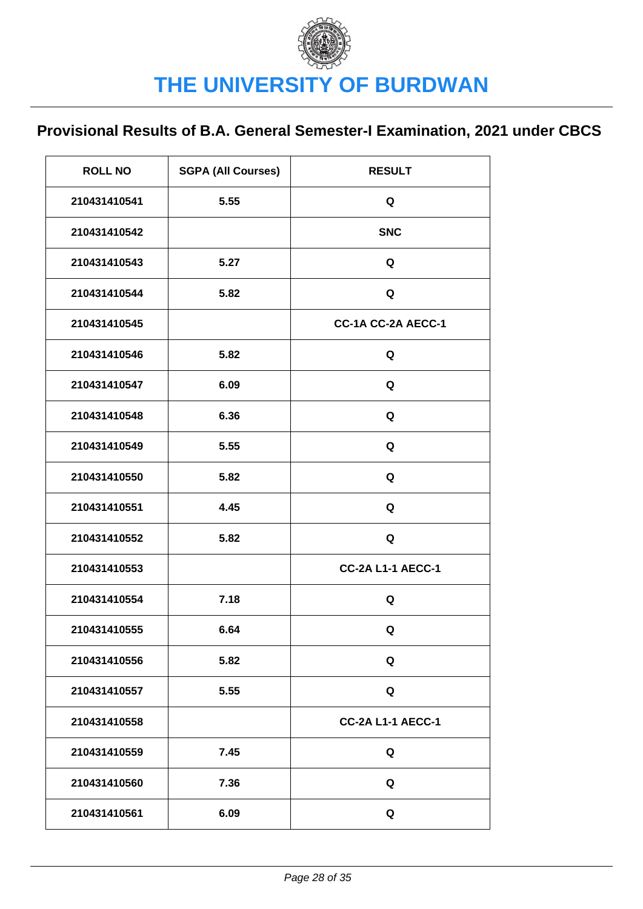# THE UNIVERSITY OF BURDWAN

## Provisional Results of B.A. General Semester-I Examination, 2021 under CBCS

| ROLL NO | SGPA (All Courses) | RESULT |
|---|---|---|
| 210431410541 | 5.55 | Q |
| 210431410542 | | SNC |
| 210431410543 | 5.27 | Q |
| 210431410544 | 5.82 | Q |
| 210431410545 | | CC-1A CC-2A AECC-1 |
| 210431410546 | 5.82 | Q |
| 210431410547 | 6.09 | Q |
| 210431410548 | 6.36 | Q |
| 210431410549 | 5.55 | Q |
| 210431410550 | 5.82 | Q |
| 210431410551 | 4.45 | Q |
| 210431410552 | 5.82 | Q |
| 210431410553 | | CC-2A L1-1 AECC-1 |
| 210431410554 | 7.18 | Q |
| 210431410555 | 6.64 | Q |
| 210431410556 | 5.82 | Q |
| 210431410557 | 5.55 | Q |
| 210431410558 | | CC-2A L1-1 AECC-1 |
| 210431410559 | 7.45 | Q |
| 210431410560 | 7.36 | Q |
| 210431410561 | 6.09 | Q |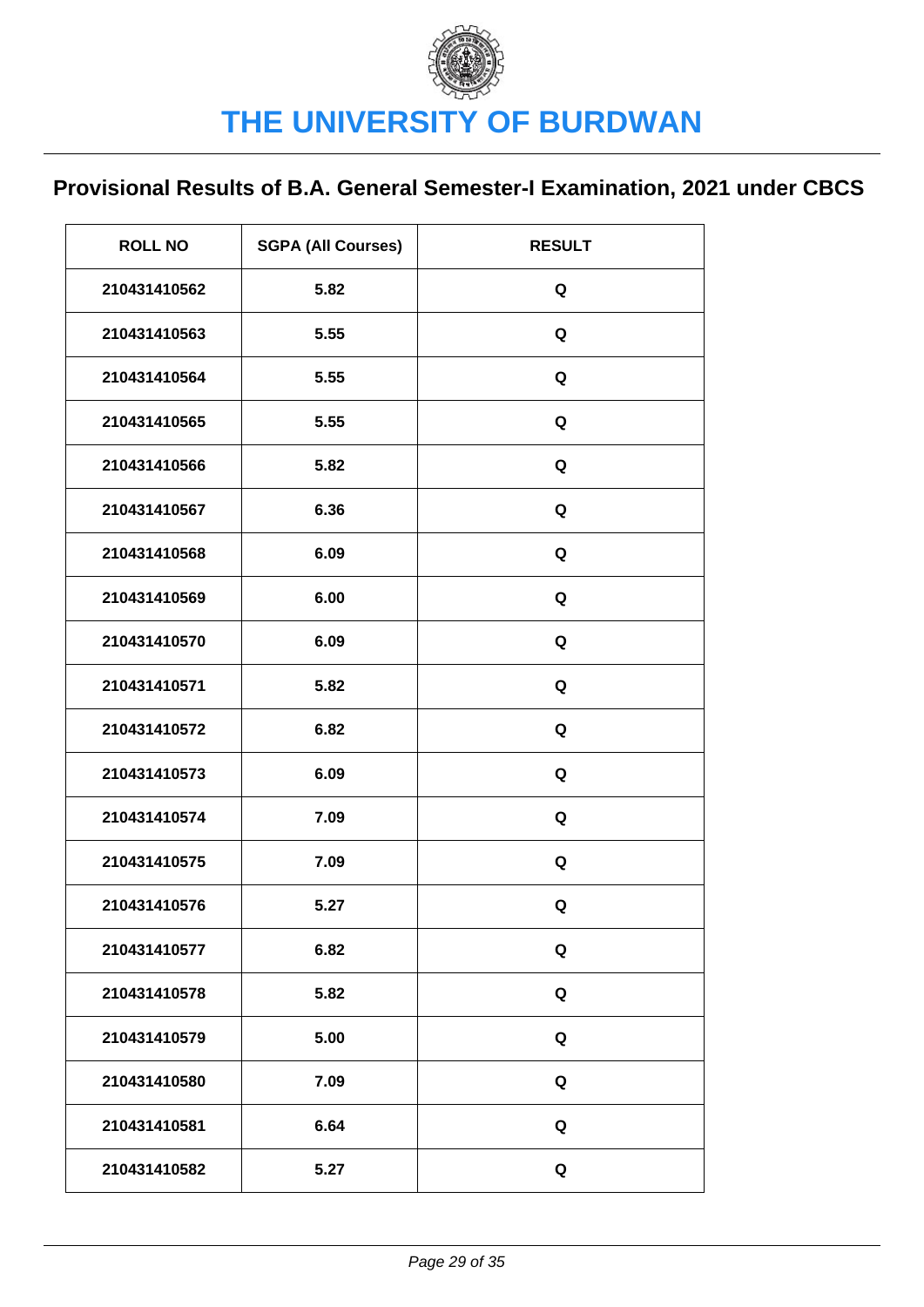# THE UNIVERSITY OF BURDWAN

## Provisional Results of B.A. General Semester-I Examination, 2021 under CBCS

| ROLL NO | SGPA (All Courses) | RESULT |
|---|---|---|
| 210431410562 | 5.82 | Q |
| 210431410563 | 5.55 | Q |
| 210431410564 | 5.55 | Q |
| 210431410565 | 5.55 | Q |
| 210431410566 | 5.82 | Q |
| 210431410567 | 6.36 | Q |
| 210431410568 | 6.09 | Q |
| 210431410569 | 6.00 | Q |
| 210431410570 | 6.09 | Q |
| 210431410571 | 5.82 | Q |
| 210431410572 | 6.82 | Q |
| 210431410573 | 6.09 | Q |
| 210431410574 | 7.09 | Q |
| 210431410575 | 7.09 | Q |
| 210431410576 | 5.27 | Q |
| 210431410577 | 6.82 | Q |
| 210431410578 | 5.82 | Q |
| 210431410579 | 5.00 | Q |
| 210431410580 | 7.09 | Q |
| 210431410581 | 6.64 | Q |
| 210431410582 | 5.27 | Q |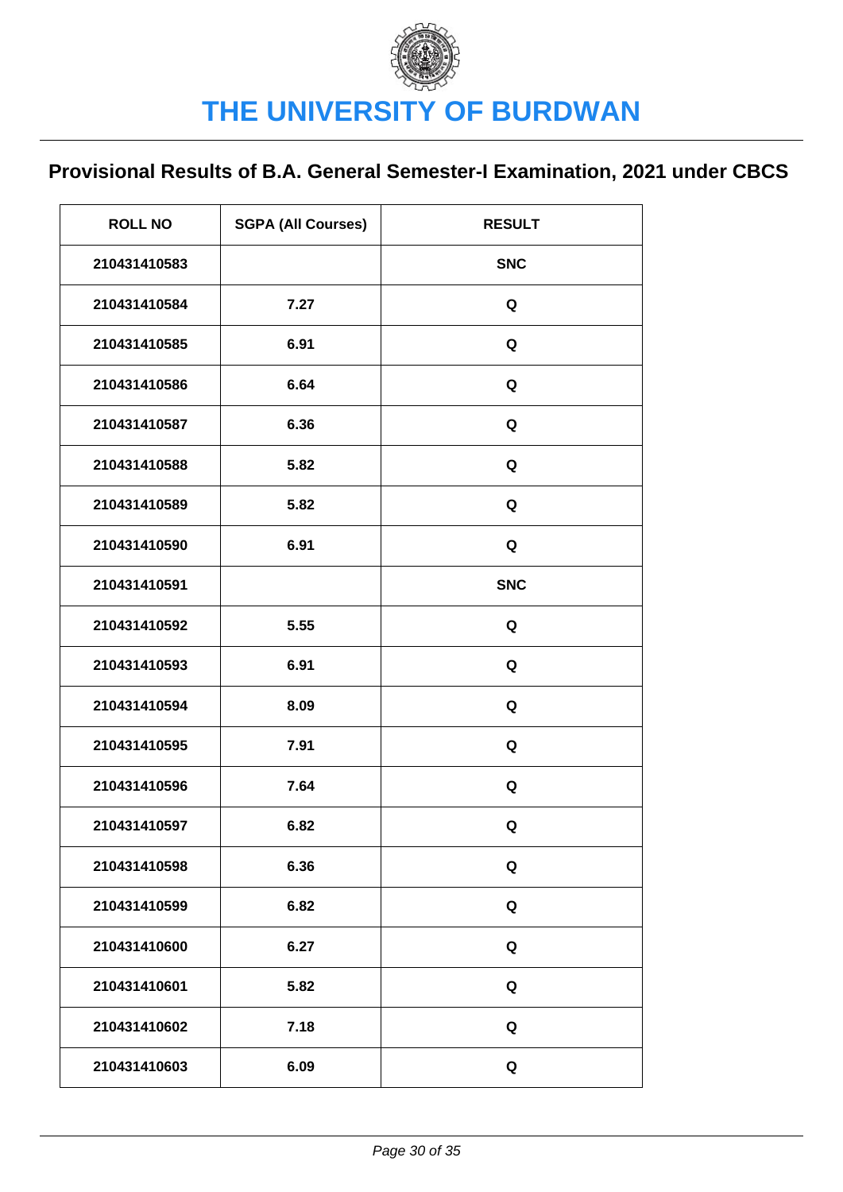# THE UNIVERSITY OF BURDWAN

## Provisional Results of B.A. General Semester-I Examination, 2021 under CBCS

| ROLL NO | SGPA (All Courses) | RESULT |
|---|---|---|
| 210431410583 | | SNC |
| 210431410584 | 7.27 | Q |
| 210431410585 | 6.91 | Q |
| 210431410586 | 6.64 | Q |
| 210431410587 | 6.36 | Q |
| 210431410588 | 5.82 | Q |
| 210431410589 | 5.82 | Q |
| 210431410590 | 6.91 | Q |
| 210431410591 | | SNC |
| 210431410592 | 5.55 | Q |
| 210431410593 | 6.91 | Q |
| 210431410594 | 8.09 | Q |
| 210431410595 | 7.91 | Q |
| 210431410596 | 7.64 | Q |
| 210431410597 | 6.82 | Q |
| 210431410598 | 6.36 | Q |
| 210431410599 | 6.82 | Q |
| 210431410600 | 6.27 | Q |
| 210431410601 | 5.82 | Q |
| 210431410602 | 7.18 | Q |
| 210431410603 | 6.09 | Q |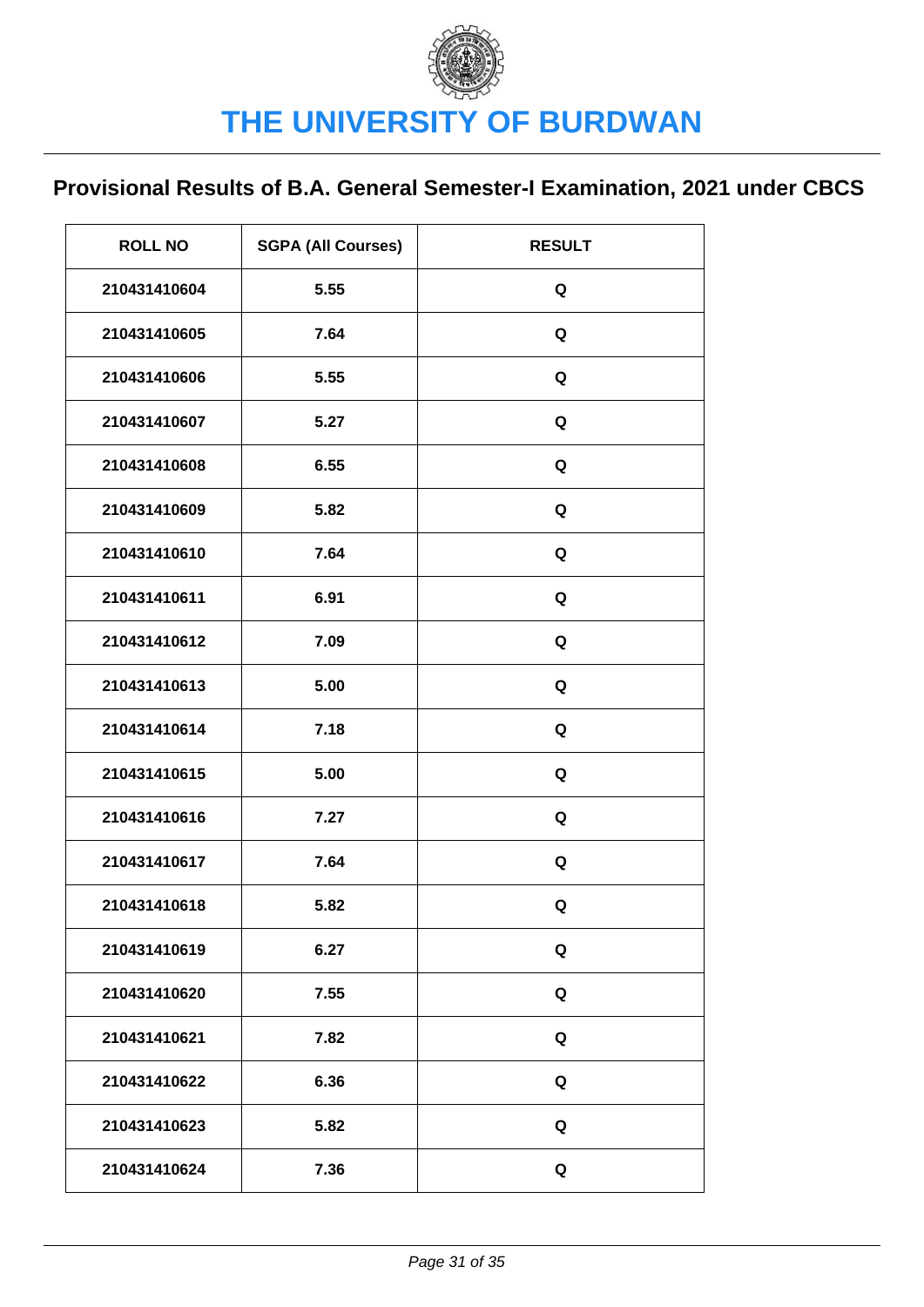# THE UNIVERSITY OF BURDWAN

## Provisional Results of B.A. General Semester-I Examination, 2021 under CBCS

| ROLL NO | SGPA (All Courses) | RESULT |
|---|---|---|
| 210431410604 | 5.55 | Q |
| 210431410605 | 7.64 | Q |
| 210431410606 | 5.55 | Q |
| 210431410607 | 5.27 | Q |
| 210431410608 | 6.55 | Q |
| 210431410609 | 5.82 | Q |
| 210431410610 | 7.64 | Q |
| 210431410611 | 6.91 | Q |
| 210431410612 | 7.09 | Q |
| 210431410613 | 5.00 | Q |
| 210431410614 | 7.18 | Q |
| 210431410615 | 5.00 | Q |
| 210431410616 | 7.27 | Q |
| 210431410617 | 7.64 | Q |
| 210431410618 | 5.82 | Q |
| 210431410619 | 6.27 | Q |
| 210431410620 | 7.55 | Q |
| 210431410621 | 7.82 | Q |
| 210431410622 | 6.36 | Q |
| 210431410623 | 5.82 | Q |
| 210431410624 | 7.36 | Q |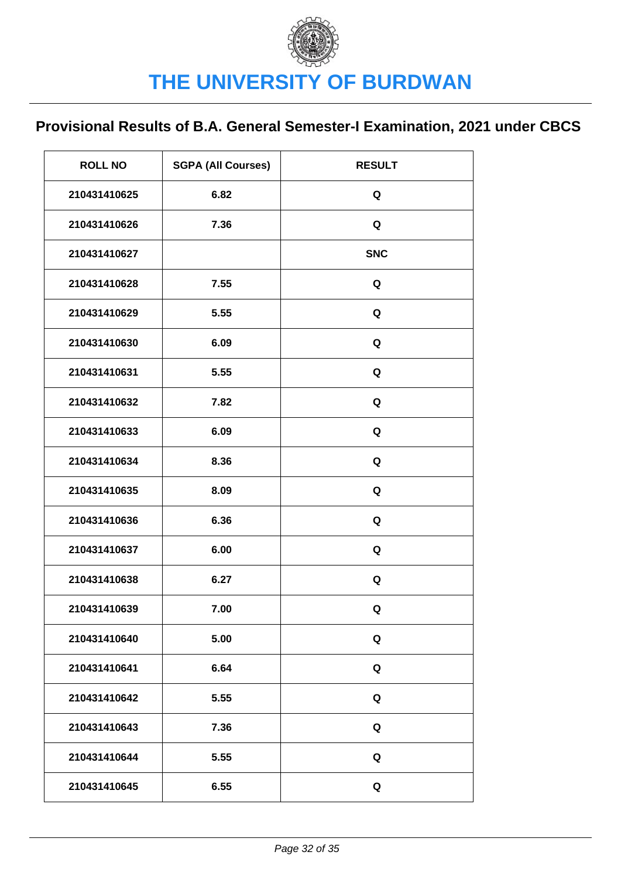# THE UNIVERSITY OF BURDWAN

## Provisional Results of B.A. General Semester-I Examination, 2021 under CBCS

| ROLL NO | SGPA (All Courses) | RESULT |
|---|---|---|
| 210431410625 | 6.82 | Q |
| 210431410626 | 7.36 | Q |
| 210431410627 | | SNC |
| 210431410628 | 7.55 | Q |
| 210431410629 | 5.55 | Q |
| 210431410630 | 6.09 | Q |
| 210431410631 | 5.55 | Q |
| 210431410632 | 7.82 | Q |
| 210431410633 | 6.09 | Q |
| 210431410634 | 8.36 | Q |
| 210431410635 | 8.09 | Q |
| 210431410636 | 6.36 | Q |
| 210431410637 | 6.00 | Q |
| 210431410638 | 6.27 | Q |
| 210431410639 | 7.00 | Q |
| 210431410640 | 5.00 | Q |
| 210431410641 | 6.64 | Q |
| 210431410642 | 5.55 | Q |
| 210431410643 | 7.36 | Q |
| 210431410644 | 5.55 | Q |
| 210431410645 | 6.55 | Q |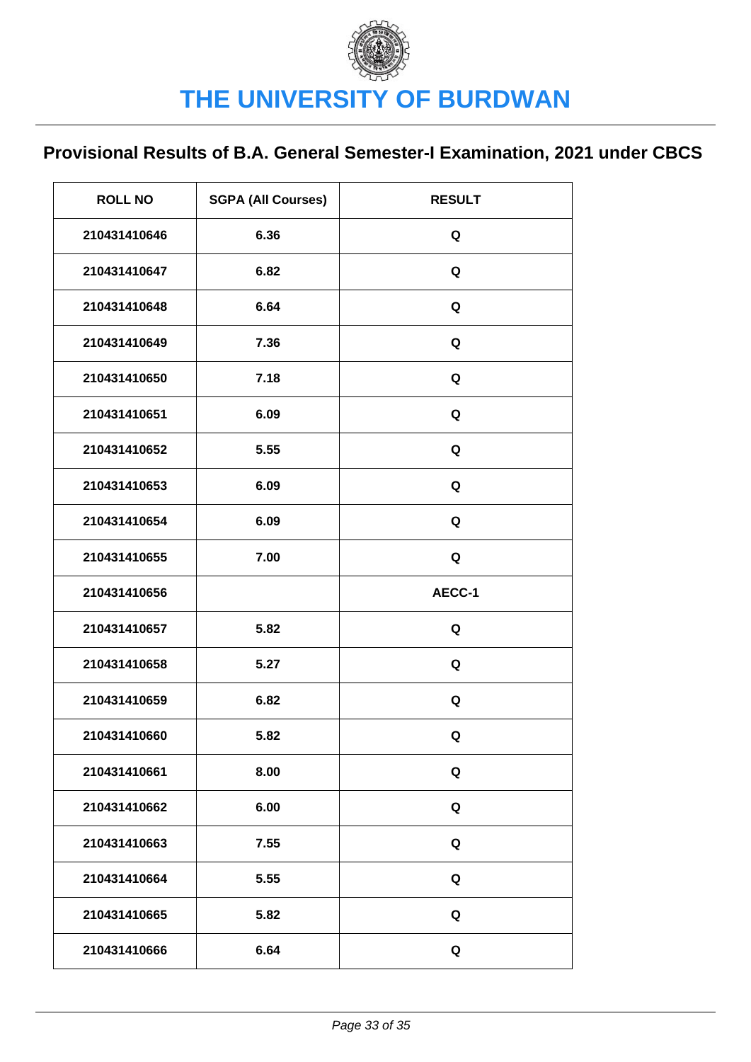# THE UNIVERSITY OF BURDWAN

## Provisional Results of B.A. General Semester-I Examination, 2021 under CBCS

| ROLL NO | SGPA (All Courses) | RESULT |
|---|---|---|
| 210431410646 | 6.36 | Q |
| 210431410647 | 6.82 | Q |
| 210431410648 | 6.64 | Q |
| 210431410649 | 7.36 | Q |
| 210431410650 | 7.18 | Q |
| 210431410651 | 6.09 | Q |
| 210431410652 | 5.55 | Q |
| 210431410653 | 6.09 | Q |
| 210431410654 | 6.09 | Q |
| 210431410655 | 7.00 | Q |
| 210431410656 | | AECC-1 |
| 210431410657 | 5.82 | Q |
| 210431410658 | 5.27 | Q |
| 210431410659 | 6.82 | Q |
| 210431410660 | 5.82 | Q |
| 210431410661 | 8.00 | Q |
| 210431410662 | 6.00 | Q |
| 210431410663 | 7.55 | Q |
| 210431410664 | 5.55 | Q |
| 210431410665 | 5.82 | Q |
| 210431410666 | 6.64 | Q |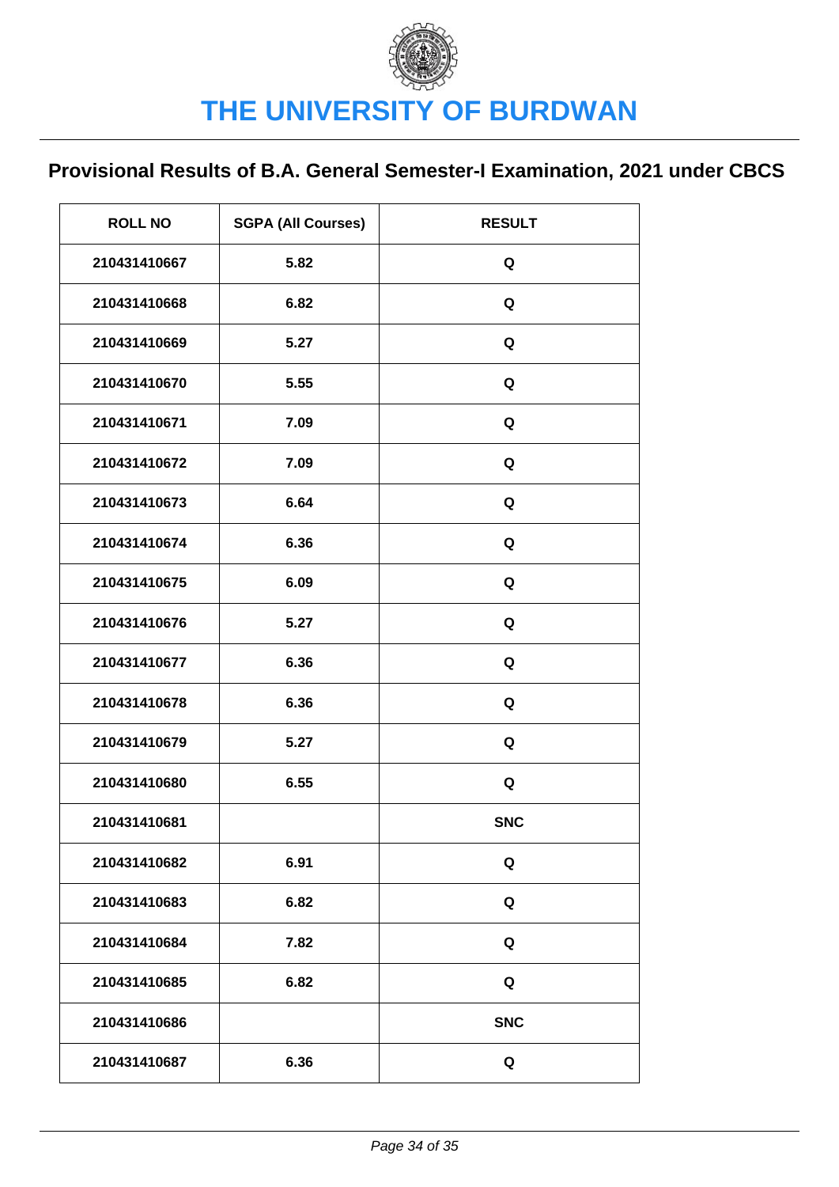# THE UNIVERSITY OF BURDWAN

## Provisional Results of B.A. General Semester-I Examination, 2021 under CBCS

| ROLL NO | SGPA (All Courses) | RESULT |
|---|---|---|
| 210431410667 | 5.82 | Q |
| 210431410668 | 6.82 | Q |
| 210431410669 | 5.27 | Q |
| 210431410670 | 5.55 | Q |
| 210431410671 | 7.09 | Q |
| 210431410672 | 7.09 | Q |
| 210431410673 | 6.64 | Q |
| 210431410674 | 6.36 | Q |
| 210431410675 | 6.09 | Q |
| 210431410676 | 5.27 | Q |
| 210431410677 | 6.36 | Q |
| 210431410678 | 6.36 | Q |
| 210431410679 | 5.27 | Q |
| 210431410680 | 6.55 | Q |
| 210431410681 | | SNC |
| 210431410682 | 6.91 | Q |
| 210431410683 | 6.82 | Q |
| 210431410684 | 7.82 | Q |
| 210431410685 | 6.82 | Q |
| 210431410686 | | SNC |
| 210431410687 | 6.36 | Q |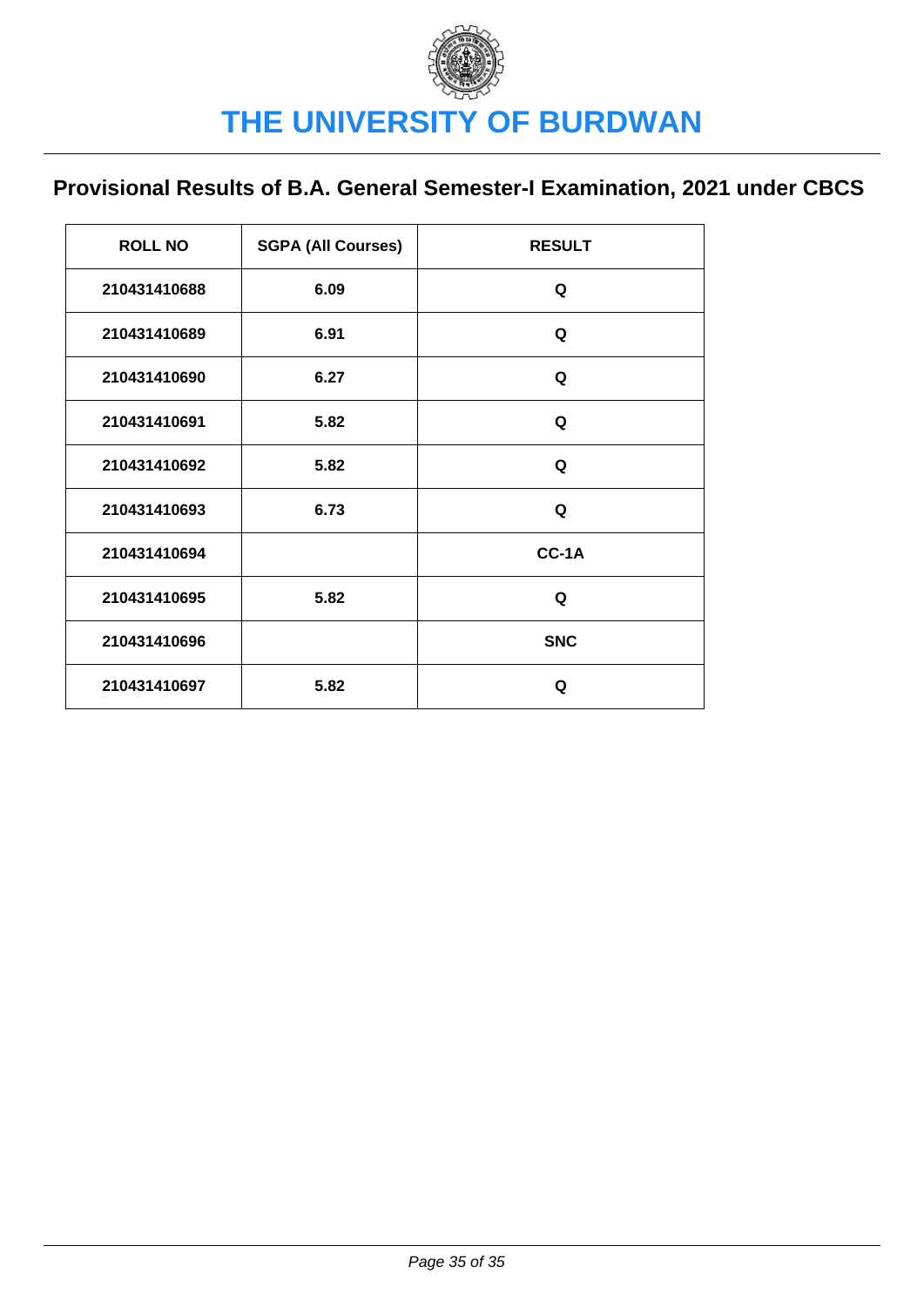# THE UNIVERSITY OF BURDWAN

## Provisional Results of B.A. General Semester-I Examination, 2021 under CBCS

| ROLL NO | SGPA (All Courses) | RESULT |
|---|---|---|
| 210431410688 | 6.09 | Q |
| 210431410689 | 6.91 | Q |
| 210431410690 | 6.27 | Q |
| 210431410691 | 5.82 | Q |
| 210431410692 | 5.82 | Q |
| 210431410693 | 6.73 | Q |
| 210431410694 | | CC-1A |
| 210431410695 | 5.82 | Q |
| 210431410696 | | SNC |
| 210431410697 | 5.82 | Q |